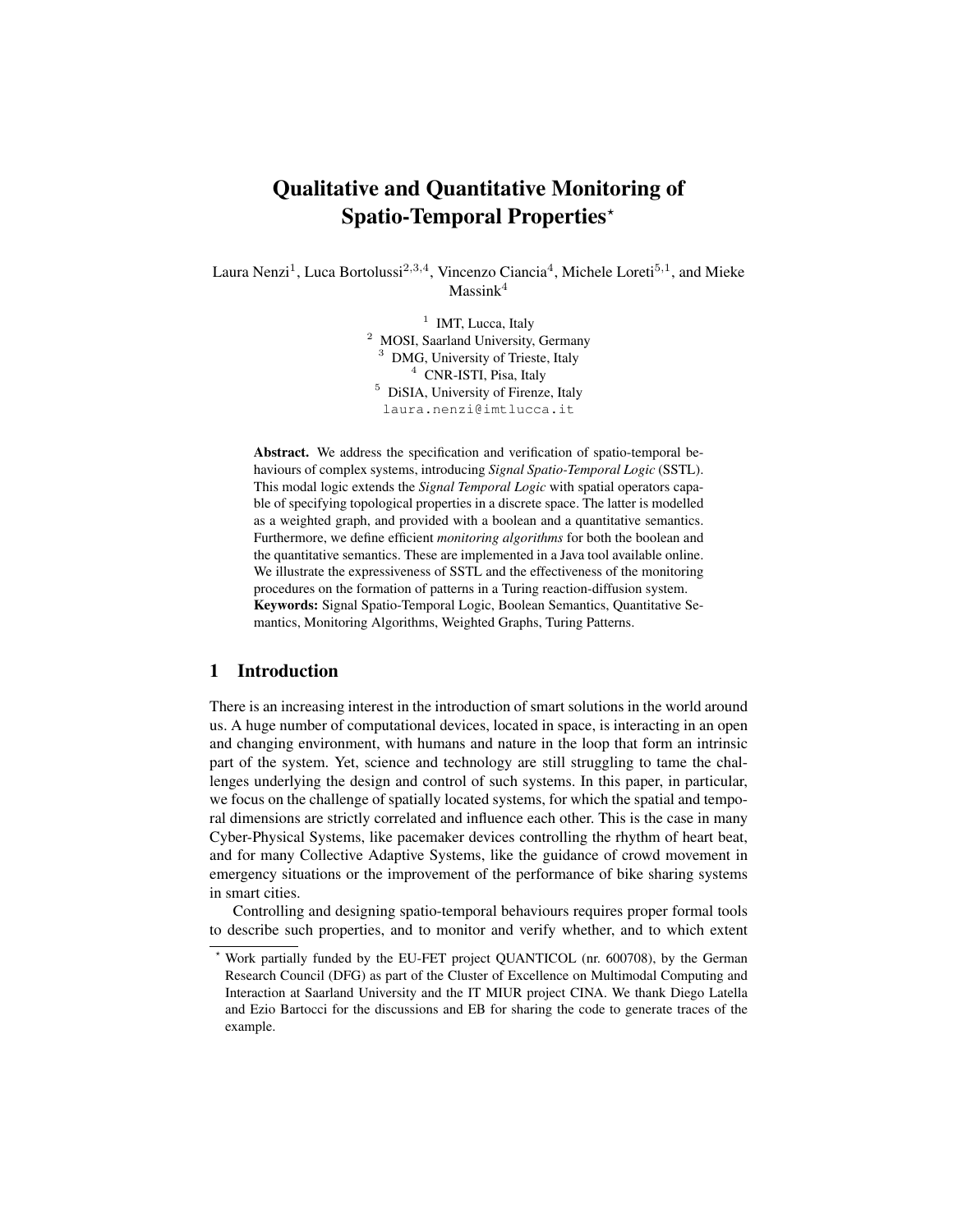# Qualitative and Quantitative Monitoring of Spatio-Temporal Properties*

Laura Nenzi[1], Luca Bortolussi[2,3,4], Vincenzo Ciancia[4], Michele Loreti[5,1], and Mieke Massink[4]

[1] IMT, Lucca, Italy
[2] MOSI, Saarland University, Germany
[3] DMG, University of Trieste, Italy
[4] CNR-ISTI, Pisa, Italy
[5] DiSIA, University of Firenze, Italy
laura.nenzi@imtlucca.it

**Abstract.** We address the specification and verification of spatio-temporal behaviours of complex systems, introducing *Signal Spatio-Temporal Logic* (SSTL). This modal logic extends the *Signal Temporal Logic* with spatial operators capable of specifying topological properties in a discrete space. The latter is modelled as a weighted graph, and provided with a boolean and a quantitative semantics. Furthermore, we define efficient *monitoring algorithms* for both the boolean and the quantitative semantics. These are implemented in a Java tool available online. We illustrate the expressiveness of SSTL and the effectiveness of the monitoring procedures on the formation of patterns in a Turing reaction-diffusion system.
**Keywords:** Signal Spatio-Temporal Logic, Boolean Semantics, Quantitative Semantics, Monitoring Algorithms, Weighted Graphs, Turing Patterns.

## 1 Introduction

There is an increasing interest in the introduction of smart solutions in the world around us. A huge number of computational devices, located in space, is interacting in an open and changing environment, with humans and nature in the loop that form an intrinsic part of the system. Yet, science and technology are still struggling to tame the challenges underlying the design and control of such systems. In this paper, in particular, we focus on the challenge of spatially located systems, for which the spatial and temporal dimensions are strictly correlated and influence each other. This is the case in many Cyber-Physical Systems, like pacemaker devices controlling the rhythm of heart beat, and for many Collective Adaptive Systems, like the guidance of crowd movement in emergency situations or the improvement of the performance of bike sharing systems in smart cities.

Controlling and designing spatio-temporal behaviours requires proper formal tools to describe such properties, and to monitor and verify whether, and to which extent

* Work partially funded by the EU-FET project QUANTICOL (nr. 600708), by the German Research Council (DFG) as part of the Cluster of Excellence on Multimodal Computing and Interaction at Saarland University and the IT MIUR project CINA. We thank Diego Latella and Ezio Bartocci for the discussions and EB for sharing the code to generate traces of the example.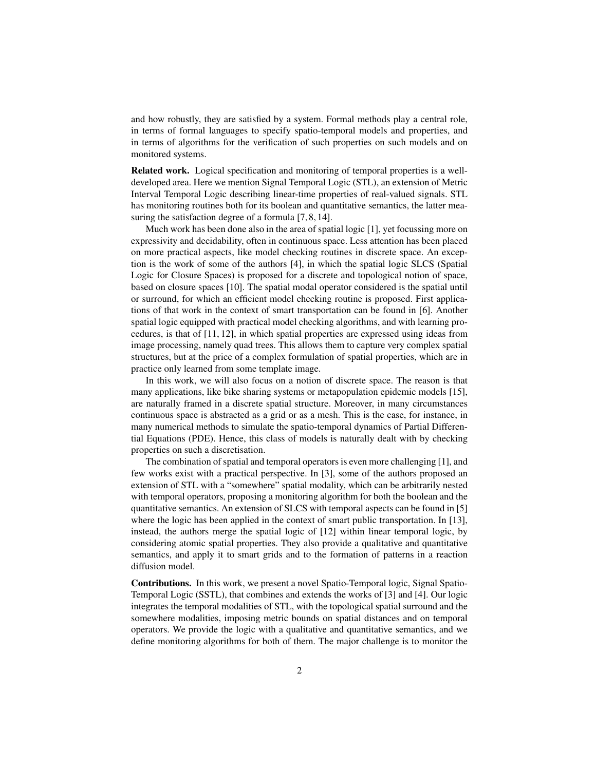and how robustly, they are satisfied by a system. Formal methods play a central role, in terms of formal languages to specify spatio-temporal models and properties, and in terms of algorithms for the verification of such properties on such models and on monitored systems.

**Related work.** Logical specification and monitoring of temporal properties is a well-developed area. Here we mention Signal Temporal Logic (STL), an extension of Metric Interval Temporal Logic describing linear-time properties of real-valued signals. STL has monitoring routines both for its boolean and quantitative semantics, the latter measuring the satisfaction degree of a formula [7, 8, 14].

Much work has been done also in the area of spatial logic [1], yet focussing more on expressivity and decidability, often in continuous space. Less attention has been placed on more practical aspects, like model checking routines in discrete space. An exception is the work of some of the authors [4], in which the spatial logic SLCS (Spatial Logic for Closure Spaces) is proposed for a discrete and topological notion of space, based on closure spaces [10]. The spatial modal operator considered is the spatial until or surround, for which an efficient model checking routine is proposed. First applications of that work in the context of smart transportation can be found in [6]. Another spatial logic equipped with practical model checking algorithms, and with learning procedures, is that of [11, 12], in which spatial properties are expressed using ideas from image processing, namely quad trees. This allows them to capture very complex spatial structures, but at the price of a complex formulation of spatial properties, which are in practice only learned from some template image.

In this work, we will also focus on a notion of discrete space. The reason is that many applications, like bike sharing systems or metapopulation epidemic models [15], are naturally framed in a discrete spatial structure. Moreover, in many circumstances continuous space is abstracted as a grid or as a mesh. This is the case, for instance, in many numerical methods to simulate the spatio-temporal dynamics of Partial Differential Equations (PDE). Hence, this class of models is naturally dealt with by checking properties on such a discretisation.

The combination of spatial and temporal operators is even more challenging [1], and few works exist with a practical perspective. In [3], some of the authors proposed an extension of STL with a "somewhere" spatial modality, which can be arbitrarily nested with temporal operators, proposing a monitoring algorithm for both the boolean and the quantitative semantics. An extension of SLCS with temporal aspects can be found in [5] where the logic has been applied in the context of smart public transportation. In [13], instead, the authors merge the spatial logic of [12] within linear temporal logic, by considering atomic spatial properties. They also provide a qualitative and quantitative semantics, and apply it to smart grids and to the formation of patterns in a reaction diffusion model.

**Contributions.** In this work, we present a novel Spatio-Temporal logic, Signal Spatio-Temporal Logic (SSTL), that combines and extends the works of [3] and [4]. Our logic integrates the temporal modalities of STL, with the topological spatial surround and the somewhere modalities, imposing metric bounds on spatial distances and on temporal operators. We provide the logic with a qualitative and quantitative semantics, and we define monitoring algorithms for both of them. The major challenge is to monitor the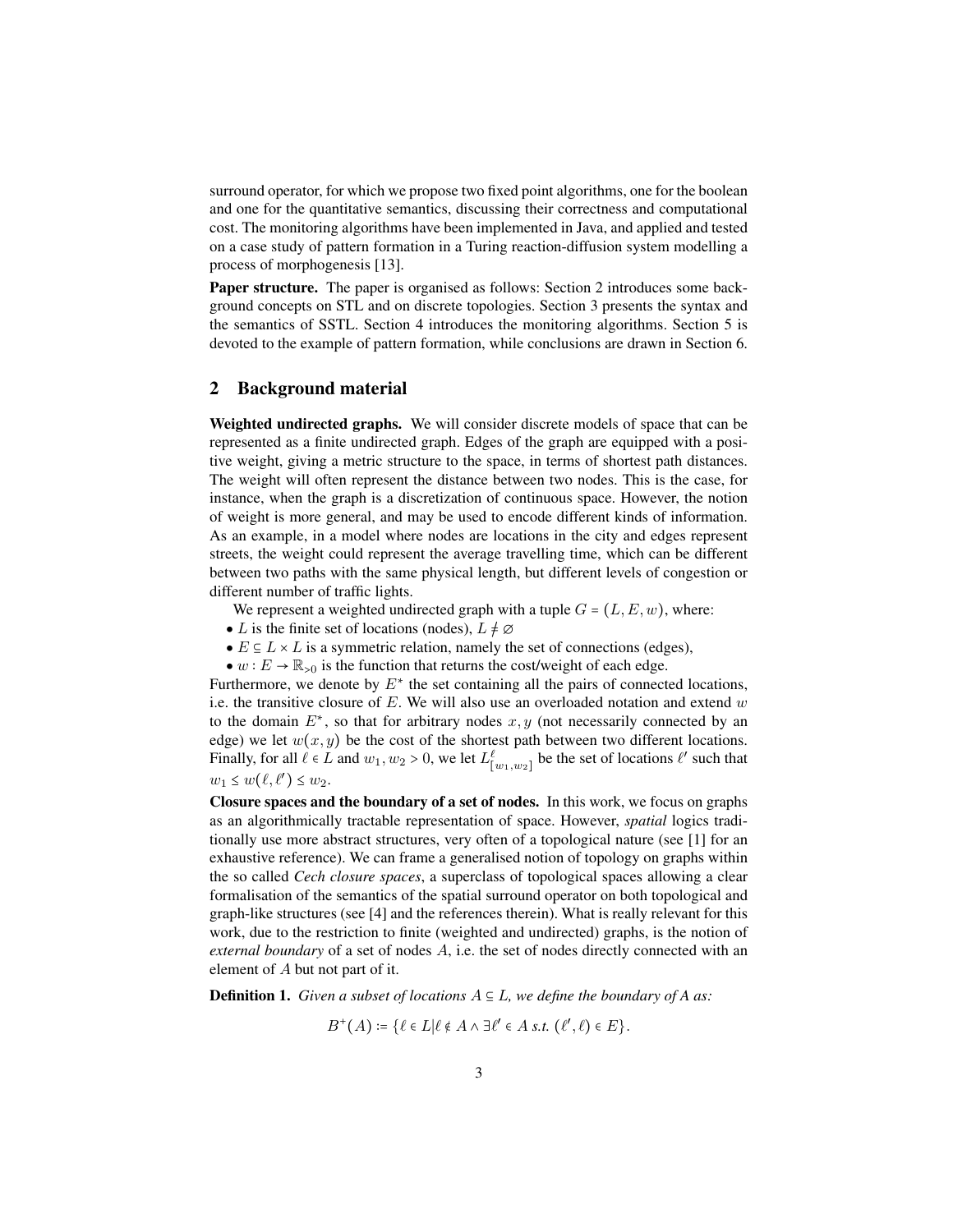surround operator, for which we propose two fixed point algorithms, one for the boolean and one for the quantitative semantics, discussing their correctness and computational cost. The monitoring algorithms have been implemented in Java, and applied and tested on a case study of pattern formation in a Turing reaction-diffusion system modelling a process of morphogenesis [13].

**Paper structure.** The paper is organised as follows: Section 2 introduces some background concepts on STL and on discrete topologies. Section 3 presents the syntax and the semantics of SSTL. Section 4 introduces the monitoring algorithms. Section 5 is devoted to the example of pattern formation, while conclusions are drawn in Section 6.

## 2 Background material

**Weighted undirected graphs.** We will consider discrete models of space that can be represented as a finite undirected graph. Edges of the graph are equipped with a positive weight, giving a metric structure to the space, in terms of shortest path distances. The weight will often represent the distance between two nodes. This is the case, for instance, when the graph is a discretization of continuous space. However, the notion of weight is more general, and may be used to encode different kinds of information. As an example, in a model where nodes are locations in the city and edges represent streets, the weight could represent the average travelling time, which can be different between two paths with the same physical length, but different levels of congestion or different number of traffic lights.

We represent a weighted undirected graph with a tuple $G = (L, E, w)$, where:

- $L$ is the finite set of locations (nodes), $L \neq \varnothing$
- $E \subseteq L \times L$ is a symmetric relation, namely the set of connections (edges),
- $w : E \to \mathbb{R}_{>0}$ is the function that returns the cost/weight of each edge.

Furthermore, we denote by $E^*$ the set containing all the pairs of connected locations, i.e. the transitive closure of $E$. We will also use an overloaded notation and extend $w$ to the domain $E^*$, so that for arbitrary nodes $x, y$ (not necessarily connected by an edge) we let $w(x, y)$ be the cost of the shortest path between two different locations. Finally, for all $\ell \in L$ and $w_1, w_2 > 0$, we let $L^{\ell}_{[w_1,w_2]}$ be the set of locations $\ell'$ such that $w_1 \leq w(\ell, \ell') \leq w_2$.

**Closure spaces and the boundary of a set of nodes.** In this work, we focus on graphs as an algorithmically tractable representation of space. However, *spatial* logics traditionally use more abstract structures, very often of a topological nature (see [1] for an exhaustive reference). We can frame a generalised notion of topology on graphs within the so called *Cech closure spaces*, a superclass of topological spaces allowing a clear formalisation of the semantics of the spatial surround operator on both topological and graph-like structures (see [4] and the references therein). What is really relevant for this work, due to the restriction to finite (weighted and undirected) graphs, is the notion of *external boundary* of a set of nodes $A$, i.e. the set of nodes directly connected with an element of $A$ but not part of it.

**Definition 1.** *Given a subset of locations $A \subseteq L$, we define the boundary of A as:*

$$B^+(A) := \{\ell \in L | \ell \notin A \wedge \exists \ell' \in A \text{ s.t. } (\ell', \ell) \in E\}.$$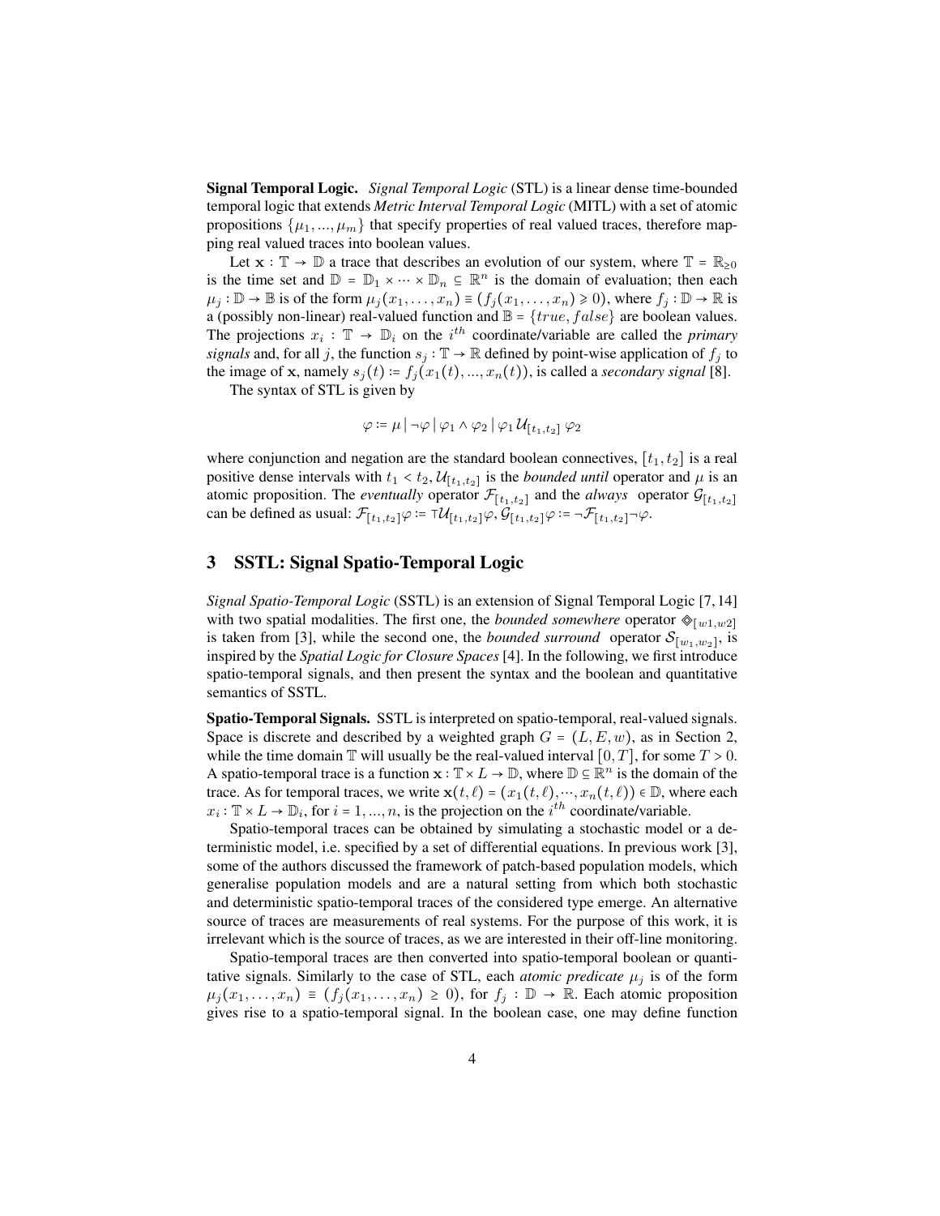**Signal Temporal Logic.** *Signal Temporal Logic* (STL) is a linear dense time-bounded temporal logic that extends *Metric Interval Temporal Logic* (MITL) with a set of atomic propositions $\{\mu_1, ..., \mu_m\}$ that specify properties of real valued traces, therefore mapping real valued traces into boolean values.

Let $\mathbf{x} : \mathbb{T} \to \mathbb{D}$ a trace that describes an evolution of our system, where $\mathbb{T} = \mathbb{R}_{\geq 0}$ is the time set and $\mathbb{D} = \mathbb{D}_1 \times \cdots \times \mathbb{D}_n \subseteq \mathbb{R}^n$ is the domain of evaluation; then each $\mu_j : \mathbb{D} \to \mathbb{B}$ is of the form $\mu_j(x_1, \ldots, x_n) \equiv (f_j(x_1, \ldots, x_n) \geqslant 0)$, where $f_j : \mathbb{D} \to \mathbb{R}$ is a (possibly non-linear) real-valued function and $\mathbb{B} = \{true, false\}$ are boolean values. The projections $x_i : \mathbb{T} \to \mathbb{D}_i$ on the $i^{th}$ coordinate/variable are called the *primary signals* and, for all $j$, the function $s_j : \mathbb{T} \to \mathbb{R}$ defined by point-wise application of $f_j$ to the image of $\mathbf{x}$, namely $s_j(t) := f_j(x_1(t), ..., x_n(t))$, is called a *secondary signal* [8].

The syntax of STL is given by

$$\varphi := \mu \,|\, \neg\varphi \,|\, \varphi_1 \wedge \varphi_2 \,|\, \varphi_1 \, \mathcal{U}_{[t_1,t_2]} \, \varphi_2$$

where conjunction and negation are the standard boolean connectives, $[t_1, t_2]$ is a real positive dense intervals with $t_1 < t_2$, $\mathcal{U}_{[t_1,t_2]}$ is the *bounded until* operator and $\mu$ is an atomic proposition. The *eventually* operator $\mathcal{F}_{[t_1,t_2]}$ and the *always* operator $\mathcal{G}_{[t_1,t_2]}$ can be defined as usual: $\mathcal{F}_{[t_1,t_2]}\varphi := \top\mathcal{U}_{[t_1,t_2]}\varphi$, $\mathcal{G}_{[t_1,t_2]}\varphi := \neg\mathcal{F}_{[t_1,t_2]}\neg\varphi$.

## 3 SSTL: Signal Spatio-Temporal Logic

*Signal Spatio-Temporal Logic* (SSTL) is an extension of Signal Temporal Logic [7, 14] with two spatial modalities. The first one, the *bounded somewhere* operator $\diamondsuit_{[w1,w2]}$ is taken from [3], while the second one, the *bounded surround* operator $\mathcal{S}_{[w_1,w_2]}$, is inspired by the *Spatial Logic for Closure Spaces* [4]. In the following, we first introduce spatio-temporal signals, and then present the syntax and the boolean and quantitative semantics of SSTL.

**Spatio-Temporal Signals.** SSTL is interpreted on spatio-temporal, real-valued signals. Space is discrete and described by a weighted graph $G = (L, E, w)$, as in Section 2, while the time domain $\mathbb{T}$ will usually be the real-valued interval $[0, T]$, for some $T > 0$. A spatio-temporal trace is a function $\mathbf{x} : \mathbb{T} \times L \to \mathbb{D}$, where $\mathbb{D} \subseteq \mathbb{R}^n$ is the domain of the trace. As for temporal traces, we write $\mathbf{x}(t, \ell) = (x_1(t, \ell), \cdots, x_n(t, \ell)) \in \mathbb{D}$, where each $x_i : \mathbb{T} \times L \to \mathbb{D}_i$, for $i = 1, ..., n$, is the projection on the $i^{th}$ coordinate/variable.

Spatio-temporal traces can be obtained by simulating a stochastic model or a deterministic model, i.e. specified by a set of differential equations. In previous work [3], some of the authors discussed the framework of patch-based population models, which generalise population models and are a natural setting from which both stochastic and deterministic spatio-temporal traces of the considered type emerge. An alternative source of traces are measurements of real systems. For the purpose of this work, it is irrelevant which is the source of traces, as we are interested in their off-line monitoring.

Spatio-temporal traces are then converted into spatio-temporal boolean or quantitative signals. Similarly to the case of STL, each *atomic predicate* $\mu_j$ is of the form $\mu_j(x_1, \ldots, x_n) \equiv (f_j(x_1, \ldots, x_n) \geq 0)$, for $f_j : \mathbb{D} \to \mathbb{R}$. Each atomic proposition gives rise to a spatio-temporal signal. In the boolean case, one may define function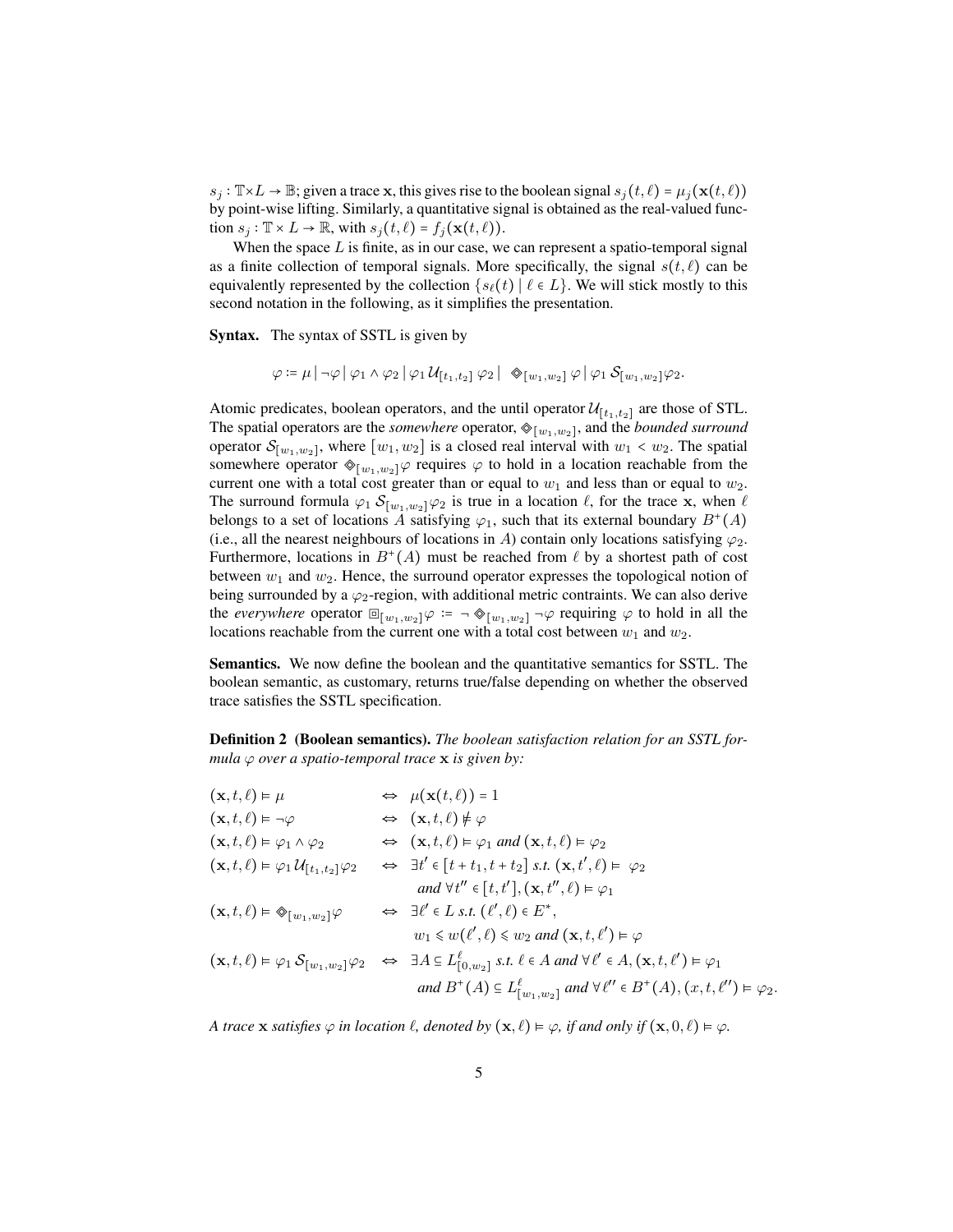$s_j : \mathbb{T} \times L \to \mathbb{B}$; given a trace $\mathbf{x}$, this gives rise to the boolean signal $s_j(t,\ell) = \mu_j(\mathbf{x}(t,\ell))$ by point-wise lifting. Similarly, a quantitative signal is obtained as the real-valued function $s_j : \mathbb{T} \times L \to \mathbb{R}$, with $s_j(t,\ell) = f_j(\mathbf{x}(t,\ell))$.

When the space $L$ is finite, as in our case, we can represent a spatio-temporal signal as a finite collection of temporal signals. More specifically, the signal $s(t,\ell)$ can be equivalently represented by the collection $\{s_\ell(t) \mid \ell \in L\}$. We will stick mostly to this second notation in the following, as it simplifies the presentation.

**Syntax.** The syntax of SSTL is given by

$$\varphi := \mu \mid \neg\varphi \mid \varphi_1 \wedge \varphi_2 \mid \varphi_1 \,\mathcal{U}_{[t_1,t_2]}\, \varphi_2 \mid \; \diamondsuit_{[w_1,w_2]}\, \varphi \mid \varphi_1 \,\mathcal{S}_{[w_1,w_2]} \varphi_2.$$

Atomic predicates, boolean operators, and the until operator $\mathcal{U}_{[t_1,t_2]}$ are those of STL. The spatial operators are the *somewhere* operator, $\diamondsuit_{[w_1,w_2]}$, and the *bounded surround* operator $\mathcal{S}_{[w_1,w_2]}$, where $[w_1, w_2]$ is a closed real interval with $w_1 < w_2$. The spatial somewhere operator $\diamondsuit_{[w_1,w_2]}\varphi$ requires $\varphi$ to hold in a location reachable from the current one with a total cost greater than or equal to $w_1$ and less than or equal to $w_2$. The surround formula $\varphi_1 \,\mathcal{S}_{[w_1,w_2]} \varphi_2$ is true in a location $\ell$, for the trace $\mathbf{x}$, when $\ell$ belongs to a set of locations $A$ satisfying $\varphi_1$, such that its external boundary $B^+(A)$ (i.e., all the nearest neighbours of locations in $A$) contain only locations satisfying $\varphi_2$. Furthermore, locations in $B^+(A)$ must be reached from $\ell$ by a shortest path of cost between $w_1$ and $w_2$. Hence, the surround operator expresses the topological notion of being surrounded by a $\varphi_2$-region, with additional metric contraints. We can also derive the *everywhere* operator $\boxdot_{[w_1,w_2]}\varphi := \neg \diamondsuit_{[w_1,w_2]} \neg\varphi$ requiring $\varphi$ to hold in all the locations reachable from the current one with a total cost between $w_1$ and $w_2$.

**Semantics.** We now define the boolean and the quantitative semantics for SSTL. The boolean semantic, as customary, returns true/false depending on whether the observed trace satisfies the SSTL specification.

**Definition 2 (Boolean semantics).** *The boolean satisfaction relation for an SSTL formula $\varphi$ over a spatio-temporal trace $\mathbf{x}$ is given by:*

$$
\begin{array}{lcl}
(\mathbf{x},t,\ell) \models \mu & \Leftrightarrow & \mu(\mathbf{x}(t,\ell)) = 1 \\
(\mathbf{x},t,\ell) \models \neg\varphi & \Leftrightarrow & (\mathbf{x},t,\ell) \not\models \varphi \\
(\mathbf{x},t,\ell) \models \varphi_1 \wedge \varphi_2 & \Leftrightarrow & (\mathbf{x},t,\ell) \models \varphi_1 \text{ and } (\mathbf{x},t,\ell) \models \varphi_2 \\
(\mathbf{x},t,\ell) \models \varphi_1 \,\mathcal{U}_{[t_1,t_2]} \varphi_2 & \Leftrightarrow & \exists t' \in [t+t_1, t+t_2] \text{ s.t. } (\mathbf{x},t',\ell) \models \varphi_2 \\
 & & \text{and } \forall t'' \in [t,t'], (\mathbf{x},t'',\ell) \models \varphi_1 \\
(\mathbf{x},t,\ell) \models \diamondsuit_{[w_1,w_2]}\varphi & \Leftrightarrow & \exists \ell' \in L \text{ s.t. } (\ell',\ell) \in E^*, \\
 & & w_1 \leqslant w(\ell',\ell) \leqslant w_2 \text{ and } (\mathbf{x},t,\ell') \models \varphi \\
(\mathbf{x},t,\ell) \models \varphi_1 \,\mathcal{S}_{[w_1,w_2]} \varphi_2 & \Leftrightarrow & \exists A \subseteq L^{\ell}_{[0,w_2]} \text{ s.t. } \ell \in A \text{ and } \forall \ell' \in A, (\mathbf{x},t,\ell') \models \varphi_1 \\
 & & \text{and } B^+(A) \subseteq L^{\ell}_{[w_1,w_2]} \text{ and } \forall \ell'' \in B^+(A), (x,t,\ell'') \models \varphi_2.
\end{array}
$$

*A trace $\mathbf{x}$ satisfies $\varphi$ in location $\ell$, denoted by $(\mathbf{x},\ell) \models \varphi$, if and only if $(\mathbf{x},0,\ell) \models \varphi$.*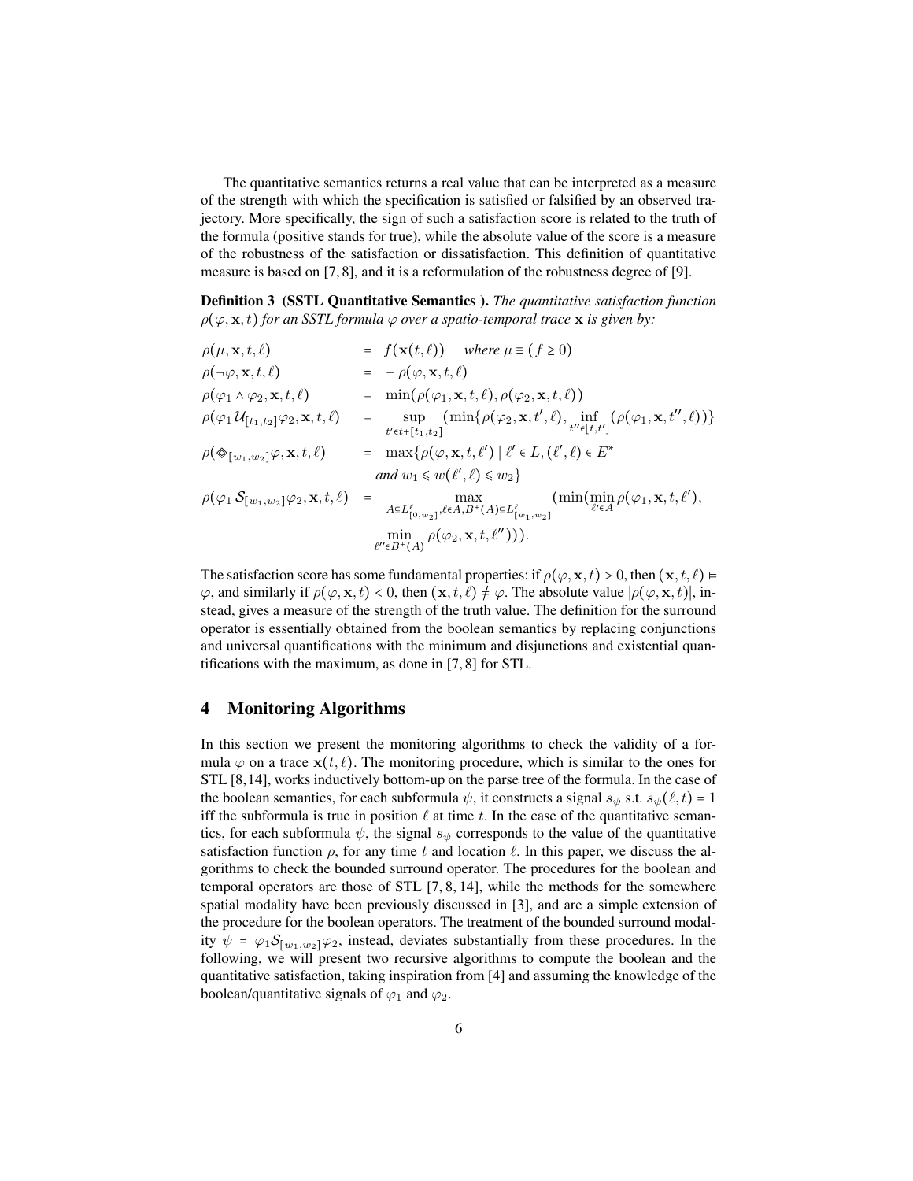The quantitative semantics returns a real value that can be interpreted as a measure of the strength with which the specification is satisfied or falsified by an observed trajectory. More specifically, the sign of such a satisfaction score is related to the truth of the formula (positive stands for true), while the absolute value of the score is a measure of the robustness of the satisfaction or dissatisfaction. This definition of quantitative measure is based on [7, 8], and it is a reformulation of the robustness degree of [9].

**Definition 3 (SSTL Quantitative Semantics ).** *The quantitative satisfaction function $\rho(\varphi, \mathbf{x}, t)$ for an SSTL formula $\varphi$ over a spatio-temporal trace $\mathbf{x}$ is given by:*

$$
\begin{aligned}
\rho(\mu, \mathbf{x}, t, \ell) &= f(\mathbf{x}(t, \ell)) \quad \text{where } \mu \equiv (f \geq 0) \\
\rho(\neg\varphi, \mathbf{x}, t, \ell) &= -\rho(\varphi, \mathbf{x}, t, \ell) \\
\rho(\varphi_1 \wedge \varphi_2, \mathbf{x}, t, \ell) &= \min(\rho(\varphi_1, \mathbf{x}, t, \ell), \rho(\varphi_2, \mathbf{x}, t, \ell)) \\
\rho(\varphi_1 \mathcal{U}_{[t_1,t_2]} \varphi_2, \mathbf{x}, t, \ell) &= \sup_{t' \in t + [t_1, t_2]} (\min\{\rho(\varphi_2, \mathbf{x}, t', \ell), \inf_{t'' \in [t, t']} (\rho(\varphi_1, \mathbf{x}, t'', \ell))\} \\
\rho(\diamondsuit_{[w_1,w_2]} \varphi, \mathbf{x}, t, \ell) &= \max\{\rho(\varphi, \mathbf{x}, t, \ell') \mid \ell' \in L, (\ell', \ell) \in E^* \\
&\qquad \text{and } w_1 \leqslant w(\ell', \ell) \leqslant w_2\} \\
\rho(\varphi_1 \mathcal{S}_{[w_1,w_2]} \varphi_2, \mathbf{x}, t, \ell) &= \max_{A \subseteq L^\ell_{[0,w_2]}, \ell \in A, B^+(A) \subseteq L^\ell_{[w_1,w_2]}} (\min(\min_{\ell' \in A} \rho(\varphi_1, \mathbf{x}, t, \ell'), \\
&\qquad \min_{\ell'' \in B^+(A)} \rho(\varphi_2, \mathbf{x}, t, \ell''))).
\end{aligned}
$$

The satisfaction score has some fundamental properties: if $\rho(\varphi, \mathbf{x}, t) > 0$, then $(\mathbf{x}, t, \ell) \models \varphi$, and similarly if $\rho(\varphi, \mathbf{x}, t) < 0$, then $(\mathbf{x}, t, \ell) \not\models \varphi$. The absolute value $|\rho(\varphi, \mathbf{x}, t)|$, instead, gives a measure of the strength of the truth value. The definition for the surround operator is essentially obtained from the boolean semantics by replacing conjunctions and universal quantifications with the minimum and disjunctions and existential quantifications with the maximum, as done in [7, 8] for STL.

## 4 Monitoring Algorithms

In this section we present the monitoring algorithms to check the validity of a formula $\varphi$ on a trace $\mathbf{x}(t, \ell)$. The monitoring procedure, which is similar to the ones for STL [8, 14], works inductively bottom-up on the parse tree of the formula. In the case of the boolean semantics, for each subformula $\psi$, it constructs a signal $s_\psi$ s.t. $s_\psi(\ell, t) = 1$ iff the subformula is true in position $\ell$ at time $t$. In the case of the quantitative semantics, for each subformula $\psi$, the signal $s_\psi$ corresponds to the value of the quantitative satisfaction function $\rho$, for any time $t$ and location $\ell$. In this paper, we discuss the algorithms to check the bounded surround operator. The procedures for the boolean and temporal operators are those of STL [7, 8, 14], while the methods for the somewhere spatial modality have been previously discussed in [3], and are a simple extension of the procedure for the boolean operators. The treatment of the bounded surround modality $\psi = \varphi_1 \mathcal{S}_{[w_1,w_2]} \varphi_2$, instead, deviates substantially from these procedures. In the following, we will present two recursive algorithms to compute the boolean and the quantitative satisfaction, taking inspiration from [4] and assuming the knowledge of the boolean/quantitative signals of $\varphi_1$ and $\varphi_2$.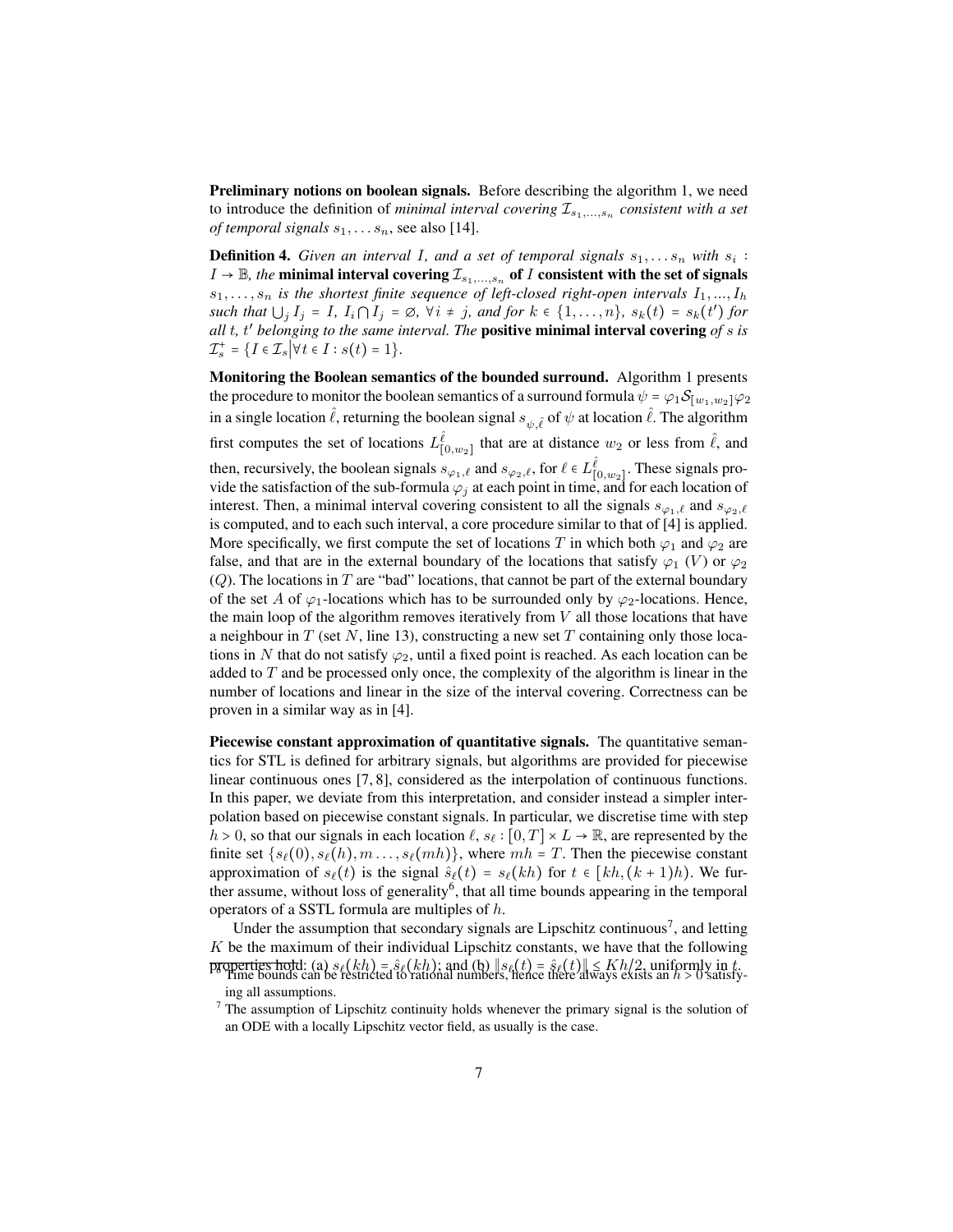**Preliminary notions on boolean signals.** Before describing the algorithm 1, we need to introduce the definition of *minimal interval covering $\mathcal{I}_{s_1,\ldots,s_n}$ consistent with a set of temporal signals* $s_1, \ldots s_n$, see also [14].

**Definition 4.** *Given an interval $I$, and a set of temporal signals $s_1, \ldots s_n$ with $s_i : I \to \mathbb{B}$, the* **minimal interval covering $\mathcal{I}_{s_1,\ldots,s_n}$ of $I$ consistent with the set of signals** *$s_1, \ldots, s_n$ is the shortest finite sequence of left-closed right-open intervals $I_1, \ldots, I_h$ such that $\bigcup_j I_j = I$, $I_i \bigcap I_j = \emptyset$, $\forall i \neq j$, and for $k \in \{1, \ldots, n\}$, $s_k(t) = s_k(t')$ for all $t$, $t'$ belonging to the same interval. The* **positive minimal interval covering** *of $s$ is $\mathcal{I}^+_s = \{I \in \mathcal{I}_s | \forall t \in I : s(t) = 1\}$.*

**Monitoring the Boolean semantics of the bounded surround.** Algorithm 1 presents the procedure to monitor the boolean semantics of a surround formula $\psi = \varphi_1 \mathcal{S}_{[w_1,w_2]} \varphi_2$ in a single location $\hat{\ell}$, returning the boolean signal $s_{\psi,\hat{\ell}}$ of $\psi$ at location $\hat{\ell}$. The algorithm first computes the set of locations $L^{\hat{\ell}}_{[0,w_2]}$ that are at distance $w_2$ or less from $\hat{\ell}$, and then, recursively, the boolean signals $s_{\varphi_1,\ell}$ and $s_{\varphi_2,\ell}$, for $\ell \in L^{\hat{\ell}}_{[0,w_2]}$. These signals provide the satisfaction of the sub-formula $\varphi_j$ at each point in time, and for each location of interest. Then, a minimal interval covering consistent to all the signals $s_{\varphi_1,\ell}$ and $s_{\varphi_2,\ell}$ is computed, and to each such interval, a core procedure similar to that of [4] is applied. More specifically, we first compute the set of locations $T$ in which both $\varphi_1$ and $\varphi_2$ are false, and that are in the external boundary of the locations that satisfy $\varphi_1$ ($V$) or $\varphi_2$ ($Q$). The locations in $T$ are "bad" locations, that cannot be part of the external boundary of the set $A$ of $\varphi_1$-locations which has to be surrounded only by $\varphi_2$-locations. Hence, the main loop of the algorithm removes iteratively from $V$ all those locations that have a neighbour in $T$ (set $N$, line 13), constructing a new set $T$ containing only those locations in $N$ that do not satisfy $\varphi_2$, until a fixed point is reached. As each location can be added to $T$ and be processed only once, the complexity of the algorithm is linear in the number of locations and linear in the size of the interval covering. Correctness can be proven in a similar way as in [4].

**Piecewise constant approximation of quantitative signals.** The quantitative semantics for STL is defined for arbitrary signals, but algorithms are provided for piecewise linear continuous ones [7, 8], considered as the interpolation of continuous functions. In this paper, we deviate from this interpretation, and consider instead a simpler interpolation based on piecewise constant signals. In particular, we discretise time with step $h > 0$, so that our signals in each location $\ell$, $s_\ell : [0, T] \times L \to \mathbb{R}$, are represented by the finite set $\{s_\ell(0), s_\ell(h), m \ldots, s_\ell(mh)\}$, where $mh = T$. Then the piecewise constant approximation of $s_\ell(t)$ is the signal $\hat{s}_\ell(t) = s_\ell(kh)$ for $t \in [kh, (k+1)h)$. We further assume, without loss of generality[6], that all time bounds appearing in the temporal operators of a SSTL formula are multiples of $h$.

Under the assumption that secondary signals are Lipschitz continuous[7], and letting $K$ be the maximum of their individual Lipschitz constants, we have that the following properties hold: (a) $s_\ell(kh) = \hat{s}_\ell(kh)$; and (b) $\|s_\ell(t) = \hat{s}_\ell(t)\| \leq Kh/2$, uniformly in $t$.

[6] Time bounds can be restricted to rational numbers, hence there always exists an $h > 0$ satisfying all assumptions.

[7] The assumption of Lipschitz continuity holds whenever the primary signal is the solution of an ODE with a locally Lipschitz vector field, as usually is the case.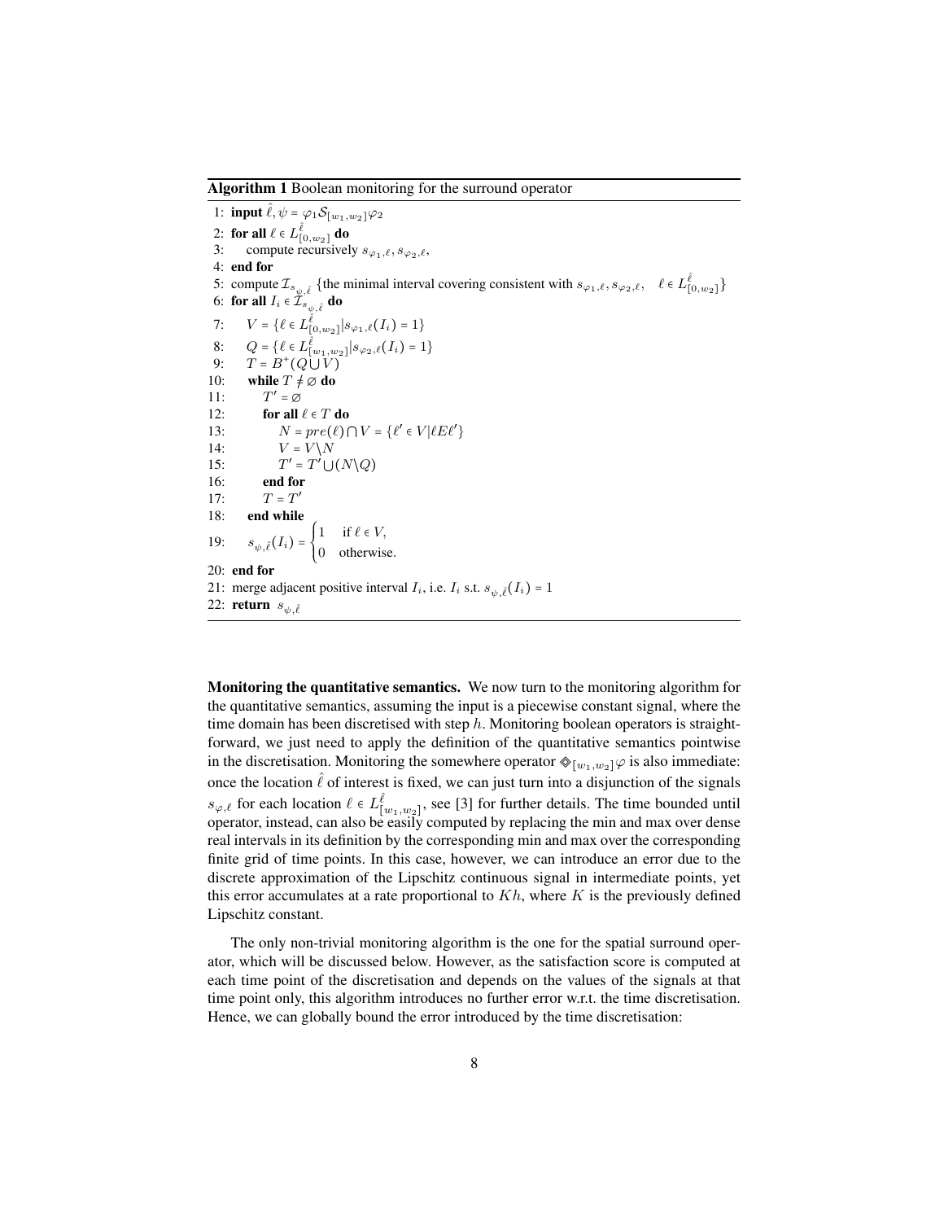**Algorithm 1** Boolean monitoring for the surround operator

```
1: input ℓ̂, ψ = φ1 S[w1,w2] φ2
2: for all ℓ ∈ L^ℓ̂_[0,w2] do
3:     compute recursively s_{φ1,ℓ}, s_{φ2,ℓ},
4: end for
5: compute I_{s_{ψ,ℓ̂}} {the minimal interval covering consistent with s_{φ1,ℓ}, s_{φ2,ℓ},   ℓ ∈ L^ℓ̂_[0,w2]}
6: for all I_i ∈ I_{s_{ψ,ℓ̂}} do
7:     V = {ℓ ∈ L^ℓ̂_[0,w2] | s_{φ1,ℓ}(I_i) = 1}
8:     Q = {ℓ ∈ L^ℓ̂_[w1,w2] | s_{φ2,ℓ}(I_i) = 1}
9:     T = B^+(Q ∪ V)
10:    while T ≠ ∅ do
11:        T' = ∅
12:        for all ℓ ∈ T do
13:            N = pre(ℓ) ∩ V = {ℓ' ∈ V | ℓEℓ'}
14:            V = V \ N
15:            T' = T' ∪ (N \ Q)
16:        end for
17:        T = T'
18:    end while
19:    s_{ψ,ℓ̂}(I_i) = 1 if ℓ ∈ V, 0 otherwise.
20: end for
21: merge adjacent positive interval I_i, i.e. I_i s.t. s_{ψ,ℓ̂}(I_i) = 1
22: return s_{ψ,ℓ̂}
```

**Monitoring the quantitative semantics.** We now turn to the monitoring algorithm for the quantitative semantics, assuming the input is a piecewise constant signal, where the time domain has been discretised with step $h$. Monitoring boolean operators is straightforward, we just need to apply the definition of the quantitative semantics pointwise in the discretisation. Monitoring the somewhere operator $\diamondsuit_{[w_1,w_2]}\varphi$ is also immediate: once the location $\hat{\ell}$ of interest is fixed, we can just turn into a disjunction of the signals $s_{\varphi,\ell}$ for each location $\ell \in L^{\hat{\ell}}_{[w_1,w_2]}$, see [3] for further details. The time bounded until operator, instead, can also be easily computed by replacing the min and max over dense real intervals in its definition by the corresponding min and max over the corresponding finite grid of time points. In this case, however, we can introduce an error due to the discrete approximation of the Lipschitz continuous signal in intermediate points, yet this error accumulates at a rate proportional to $Kh$, where $K$ is the previously defined Lipschitz constant.

The only non-trivial monitoring algorithm is the one for the spatial surround operator, which will be discussed below. However, as the satisfaction score is computed at each time point of the discretisation and depends on the values of the signals at that time point only, this algorithm introduces no further error w.r.t. the time discretisation. Hence, we can globally bound the error introduced by the time discretisation: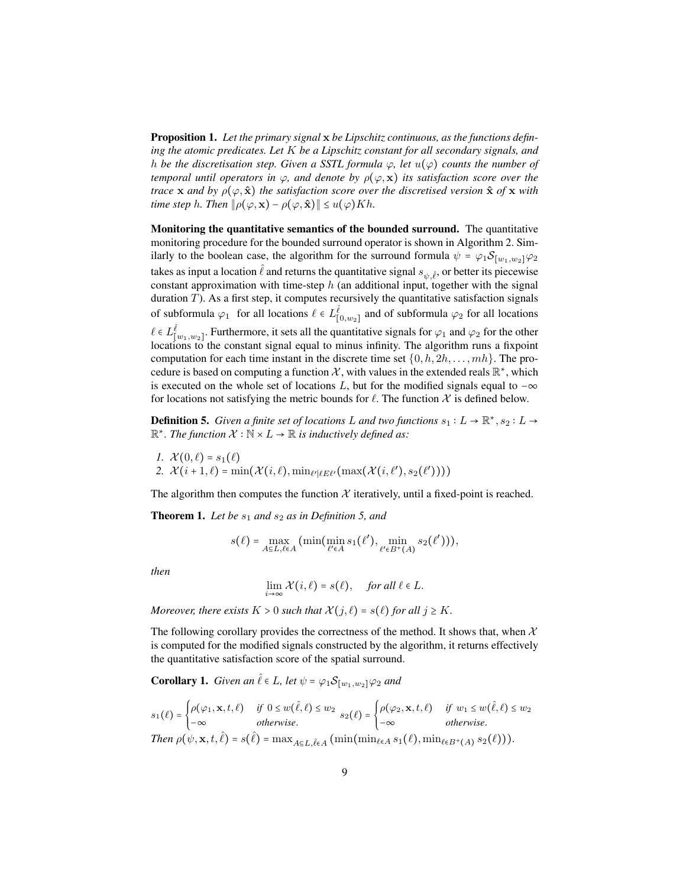**Proposition 1.** *Let the primary signal* $\mathbf{x}$ *be Lipschitz continuous, as the functions defining the atomic predicates. Let* $K$ *be a Lipschitz constant for all secondary signals, and* $h$ *be the discretisation step. Given a SSTL formula* $\varphi$*, let* $u(\varphi)$ *counts the number of temporal until operators in* $\varphi$*, and denote by* $\rho(\varphi, \mathbf{x})$ *its satisfaction score over the trace* $\mathbf{x}$ *and by* $\rho(\varphi, \hat{\mathbf{x}})$ *the satisfaction score over the discretised version* $\hat{\mathbf{x}}$ *of* $\mathbf{x}$ *with time step* $h$*. Then* $\|\rho(\varphi, \mathbf{x}) - \rho(\varphi, \hat{\mathbf{x}})\| \leq u(\varphi)Kh$*.*

**Monitoring the quantitative semantics of the bounded surround.** The quantitative monitoring procedure for the bounded surround operator is shown in Algorithm 2. Similarly to the boolean case, the algorithm for the surround formula $\psi = \varphi_1 \mathcal{S}_{[w_1,w_2]} \varphi_2$ takes as input a location $\hat{\ell}$ and returns the quantitative signal $s_{\psi,\hat{\ell}}$, or better its piecewise constant approximation with time-step $h$ (an additional input, together with the signal duration $T$). As a first step, it computes recursively the quantitative satisfaction signals of subformula $\varphi_1$ for all locations $\ell \in L^{\hat{\ell}}_{[0,w_2]}$ and of subformula $\varphi_2$ for all locations $\ell \in L^{\hat{\ell}}_{[w_1,w_2]}$. Furthermore, it sets all the quantitative signals for $\varphi_1$ and $\varphi_2$ for the other locations to the constant signal equal to minus infinity. The algorithm runs a fixpoint computation for each time instant in the discrete time set $\{0, h, 2h, \ldots, mh\}$. The procedure is based on computing a function $\mathcal{X}$, with values in the extended reals $\mathbb{R}^*$, which is executed on the whole set of locations $L$, but for the modified signals equal to $-\infty$ for locations not satisfying the metric bounds for $\ell$. The function $\mathcal{X}$ is defined below.

**Definition 5.** *Given a finite set of locations* $L$ *and two functions* $s_1 : L \to \mathbb{R}^*, s_2 : L \to \mathbb{R}^*$*. The function* $\mathcal{X} : \mathbb{N} \times L \to \mathbb{R}$ *is inductively defined as:*

1. $\mathcal{X}(0, \ell) = s_1(\ell)$
2. $\mathcal{X}(i+1, \ell) = \min(\mathcal{X}(i, \ell), \min_{\ell' | \ell E \ell'}(\max(\mathcal{X}(i, \ell'), s_2(\ell'))))$

The algorithm then computes the function $\mathcal{X}$ iteratively, until a fixed-point is reached.

**Theorem 1.** *Let be* $s_1$ *and* $s_2$ *as in Definition 5, and*

$$s(\ell) = \max_{A \subseteq L, \ell \in A} (\min(\min_{\ell' \in A} s_1(\ell'), \min_{\ell' \in B^+(A)} s_2(\ell'))),$$

*then*

$$\lim_{i \to \infty} \mathcal{X}(i, \ell) = s(\ell), \quad \text{for all } \ell \in L.$$

*Moreover, there exists* $K > 0$ *such that* $\mathcal{X}(j, \ell) = s(\ell)$ *for all* $j \geq K$*.*

The following corollary provides the correctness of the method. It shows that, when $\mathcal{X}$ is computed for the modified signals constructed by the algorithm, it returns effectively the quantitative satisfaction score of the spatial surround.

**Corollary 1.** *Given an* $\hat{\ell} \in L$*, let* $\psi = \varphi_1 \mathcal{S}_{[w_1,w_2]} \varphi_2$ *and*

$$s_1(\ell) = \begin{cases} \rho(\varphi_1, \mathbf{x}, t, \ell) & \text{if } 0 \leq w(\hat{\ell}, \ell) \leq w_2 \\ -\infty & \text{otherwise.} \end{cases} \quad s_2(\ell) = \begin{cases} \rho(\varphi_2, \mathbf{x}, t, \ell) & \text{if } w_1 \leq w(\hat{\ell}, \ell) \leq w_2 \\ -\infty & \text{otherwise.} \end{cases}$$

*Then* $\rho(\psi, \mathbf{x}, t, \hat{\ell}) = s(\hat{\ell}) = \max_{A \subseteq L, \hat{\ell} \in A} (\min(\min_{\ell \in A} s_1(\ell), \min_{\ell \in B^+(A)} s_2(\ell)))$*.*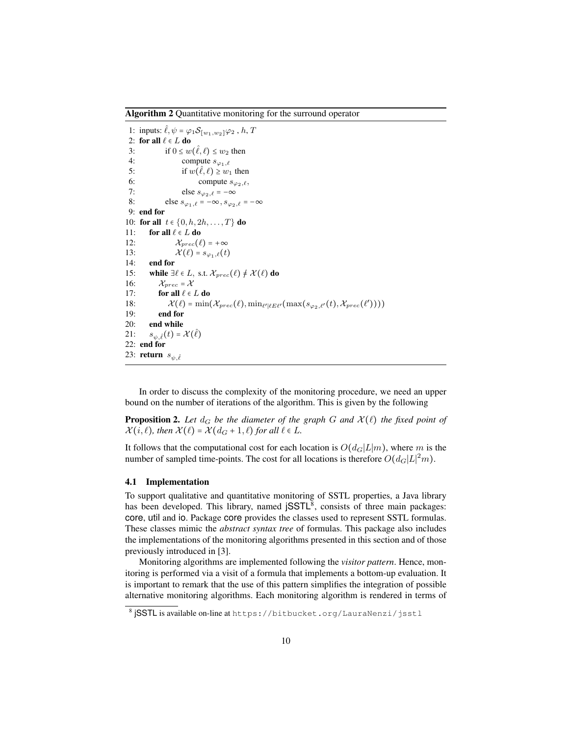**Algorithm 2** Quantitative monitoring for the surround operator

```
1: inputs: ℓ̂, ψ = φ1 S[w1,w2] φ2 , h, T
2: for all ℓ ∈ L do
3:        if 0 ≤ w(ℓ̂, ℓ) ≤ w2 then
4:               compute s_{φ1,ℓ}
5:               if w(ℓ̂, ℓ) ≥ w1 then
6:                     compute s_{φ2,ℓ},
7:               else s_{φ2,ℓ} = −∞
8:        else s_{φ1,ℓ} = −∞, s_{φ2,ℓ} = −∞
9: end for
10: for all t ∈ {0, h, 2h, ..., T} do
11:    for all ℓ ∈ L do
12:            X_prec(ℓ) = +∞
13:            X(ℓ) = s_{φ1,ℓ}(t)
14:    end for
15:    while ∃ℓ ∈ L, s.t. X_prec(ℓ) ≠ X(ℓ) do
16:       X_prec = X
17:       for all ℓ ∈ L do
18:          X(ℓ) = min(X_prec(ℓ), min_{ℓ'|ℓEℓ'}(max(s_{φ2,ℓ'}(t), X_prec(ℓ'))))
19:       end for
20:    end while
21:    s_{ψ,ℓ̂}(t) = X(ℓ̂)
22: end for
23: return s_{ψ,ℓ̂}
```

In order to discuss the complexity of the monitoring procedure, we need an upper bound on the number of iterations of the algorithm. This is given by the following

**Proposition 2.** *Let $d_G$ be the diameter of the graph $G$ and $\mathcal{X}(\ell)$ the fixed point of $\mathcal{X}(i,\ell)$, then $\mathcal{X}(\ell) = \mathcal{X}(d_G + 1, \ell)$ for all $\ell \in L$.*

It follows that the computational cost for each location is $O(d_G|L|m)$, where $m$ is the number of sampled time-points. The cost for all locations is therefore $O(d_G|L|^2 m)$.

### 4.1 Implementation

To support qualitative and quantitative monitoring of SSTL properties, a Java library has been developed. This library, named jSSTL[8], consists of three main packages: core, util and io. Package core provides the classes used to represent SSTL formulas. These classes mimic the *abstract syntax tree* of formulas. This package also includes the implementations of the monitoring algorithms presented in this section and of those previously introduced in [3].

Monitoring algorithms are implemented following the *visitor pattern*. Hence, monitoring is performed via a visit of a formula that implements a bottom-up evaluation. It is important to remark that the use of this pattern simplifies the integration of possible alternative monitoring algorithms. Each monitoring algorithm is rendered in terms of

[8] jSSTL is available on-line at https://bitbucket.org/LauraNenzi/jsstl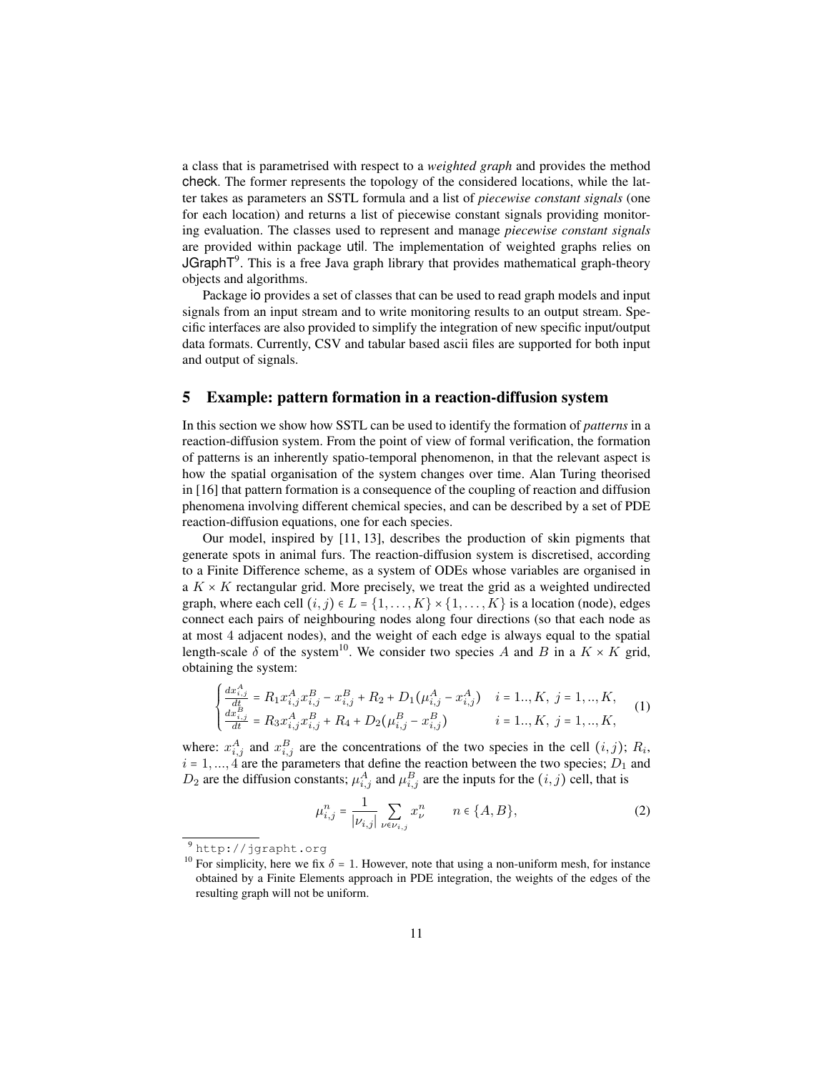a class that is parametrised with respect to a *weighted graph* and provides the method check. The former represents the topology of the considered locations, while the latter takes as parameters an SSTL formula and a list of *piecewise constant signals* (one for each location) and returns a list of piecewise constant signals providing monitoring evaluation. The classes used to represent and manage *piecewise constant signals* are provided within package util. The implementation of weighted graphs relies on JGraphT[9]. This is a free Java graph library that provides mathematical graph-theory objects and algorithms.

Package io provides a set of classes that can be used to read graph models and input signals from an input stream and to write monitoring results to an output stream. Specific interfaces are also provided to simplify the integration of new specific input/output data formats. Currently, CSV and tabular based ascii files are supported for both input and output of signals.

## 5 Example: pattern formation in a reaction-diffusion system

In this section we show how SSTL can be used to identify the formation of *patterns* in a reaction-diffusion system. From the point of view of formal verification, the formation of patterns is an inherently spatio-temporal phenomenon, in that the relevant aspect is how the spatial organisation of the system changes over time. Alan Turing theorised in [16] that pattern formation is a consequence of the coupling of reaction and diffusion phenomena involving different chemical species, and can be described by a set of PDE reaction-diffusion equations, one for each species.

Our model, inspired by [11, 13], describes the production of skin pigments that generate spots in animal furs. The reaction-diffusion system is discretised, according to a Finite Difference scheme, as a system of ODEs whose variables are organised in a $K \times K$ rectangular grid. More precisely, we treat the grid as a weighted undirected graph, where each cell $(i,j) \in L = \{1,\dots,K\} \times \{1,\dots,K\}$ is a location (node), edges connect each pairs of neighbouring nodes along four directions (so that each node as at most $4$ adjacent nodes), and the weight of each edge is always equal to the spatial length-scale $\delta$ of the system[10]. We consider two species $A$ and $B$ in a $K \times K$ grid, obtaining the system:

$$\begin{cases} \frac{dx^A_{i,j}}{dt} = R_1 x^A_{i,j} x^B_{i,j} - x^B_{i,j} + R_2 + D_1(\mu^A_{i,j} - x^A_{i,j}) & i = 1..,K,\ j = 1,..,K, \\ \frac{dx^B_{i,j}}{dt} = R_3 x^A_{i,j} x^B_{i,j} + R_4 + D_2(\mu^B_{i,j} - x^B_{i,j}) & i = 1..,K,\ j = 1,..,K, \end{cases} \tag{1}$$

where: $x^A_{i,j}$ and $x^B_{i,j}$ are the concentrations of the two species in the cell $(i,j)$; $R_i$, $i = 1,\dots,4$ are the parameters that define the reaction between the two species; $D_1$ and $D_2$ are the diffusion constants; $\mu^A_{i,j}$ and $\mu^B_{i,j}$ are the inputs for the $(i,j)$ cell, that is

$$\mu^n_{i,j} = \frac{1}{|\nu_{i,j}|} \sum_{\nu \in \nu_{i,j}} x^n_\nu \qquad n \in \{A, B\}, \tag{2}$$

[9] http://jgrapht.org

[10] For simplicity, here we fix $\delta = 1$. However, note that using a non-uniform mesh, for instance obtained by a Finite Elements approach in PDE integration, the weights of the edges of the resulting graph will not be uniform.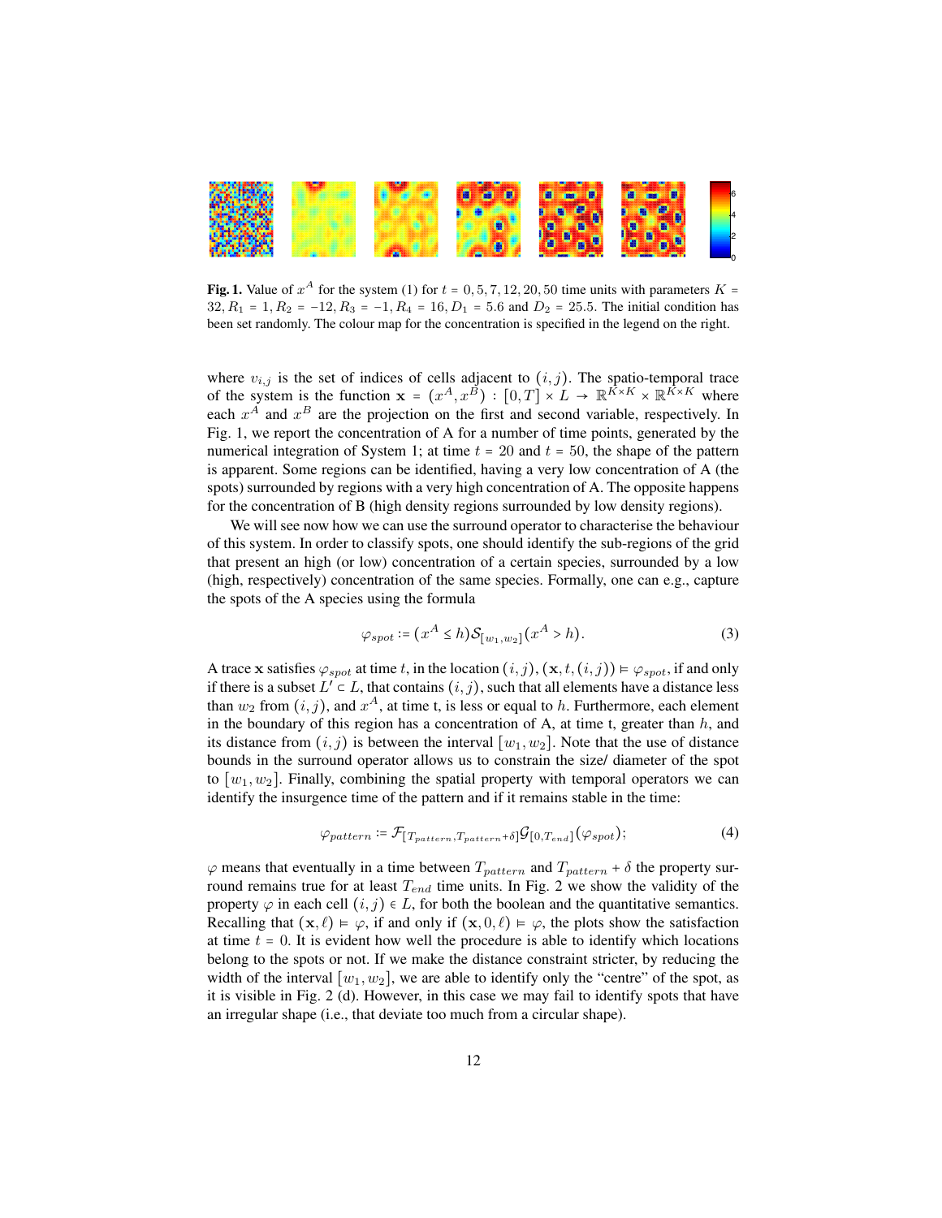**Fig. 1.** Value of $x^A$ for the system (1) for $t = 0, 5, 7, 12, 20, 50$ time units with parameters $K = 32, R_1 = 1, R_2 = -12, R_3 = -1, R_4 = 16, D_1 = 5.6$ and $D_2 = 25.5$. The initial condition has been set randomly. The colour map for the concentration is specified in the legend on the right.

where $v_{i,j}$ is the set of indices of cells adjacent to $(i, j)$. The spatio-temporal trace of the system is the function $\mathbf{x} = (x^A, x^B) : [0, T] \times L \to \mathbb{R}^{K \times K} \times \mathbb{R}^{K \times K}$ where each $x^A$ and $x^B$ are the projection on the first and second variable, respectively. In Fig. 1, we report the concentration of A for a number of time points, generated by the numerical integration of System 1; at time $t = 20$ and $t = 50$, the shape of the pattern is apparent. Some regions can be identified, having a very low concentration of A (the spots) surrounded by regions with a very high concentration of A. The opposite happens for the concentration of B (high density regions surrounded by low density regions).

We will see now how we can use the surround operator to characterise the behaviour of this system. In order to classify spots, one should identify the sub-regions of the grid that present an high (or low) concentration of a certain species, surrounded by a low (high, respectively) concentration of the same species. Formally, one can e.g., capture the spots of the A species using the formula

$$\varphi_{spot} := (x^A \leq h) \mathcal{S}_{[w_1, w_2]} (x^A > h). \tag{3}$$

A trace $\mathbf{x}$ satisfies $\varphi_{spot}$ at time $t$, in the location $(i, j)$, $(\mathbf{x}, t, (i, j)) \models \varphi_{spot}$, if and only if there is a subset $L' \subset L$, that contains $(i, j)$, such that all elements have a distance less than $w_2$ from $(i, j)$, and $x^A$, at time t, is less or equal to $h$. Furthermore, each element in the boundary of this region has a concentration of A, at time $t$, greater than $h$, and its distance from $(i, j)$ is between the interval $[w_1, w_2]$. Note that the use of distance bounds in the surround operator allows us to constrain the size/ diameter of the spot to $[w_1, w_2]$. Finally, combining the spatial property with temporal operators we can identify the insurgence time of the pattern and if it remains stable in the time:

$$\varphi_{pattern} := \mathcal{F}_{[T_{pattern}, T_{pattern}+\delta]} \mathcal{G}_{[0, T_{end}]} (\varphi_{spot}); \tag{4}$$

$\varphi$ means that eventually in a time between $T_{pattern}$ and $T_{pattern} + \delta$ the property surround remains true for at least $T_{end}$ time units. In Fig. 2 we show the validity of the property $\varphi$ in each cell $(i, j) \in L$, for both the boolean and the quantitative semantics. Recalling that $(\mathbf{x}, \ell) \models \varphi$, if and only if $(\mathbf{x}, 0, \ell) \models \varphi$, the plots show the satisfaction at time $t = 0$. It is evident how well the procedure is able to identify which locations belong to the spots or not. If we make the distance constraint stricter, by reducing the width of the interval $[w_1, w_2]$, we are able to identify only the "centre" of the spot, as it is visible in Fig. 2 (d). However, in this case we may fail to identify spots that have an irregular shape (i.e., that deviate too much from a circular shape).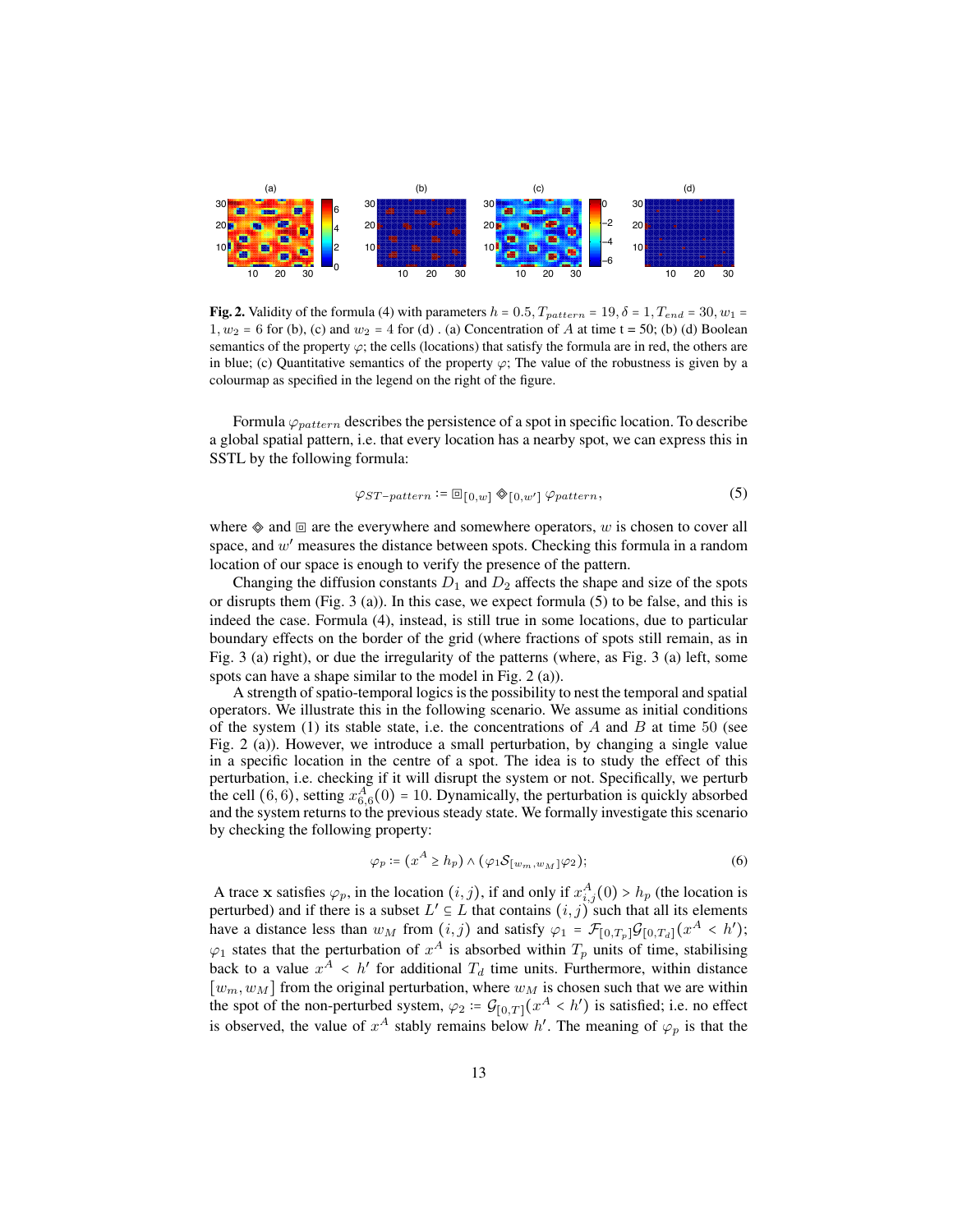**Fig. 2.** Validity of the formula (4) with parameters $h = 0.5, T_{pattern} = 19, \delta = 1, T_{end} = 30, w_1 = 1, w_2 = 6$ for (b), (c) and $w_2 = 4$ for (d) . (a) Concentration of $A$ at time t = 50; (b) (d) Boolean semantics of the property $\varphi$; the cells (locations) that satisfy the formula are in red, the others are in blue; (c) Quantitative semantics of the property $\varphi$; The value of the robustness is given by a colourmap as specified in the legend on the right of the figure.

Formula $\varphi_{pattern}$ describes the persistence of a spot in specific location. To describe a global spatial pattern, i.e. that every location has a nearby spot, we can express this in SSTL by the following formula:

$$\varphi_{ST-pattern} := \boxdot_{[0,w]} \diamondsuit_{[0,w']} \varphi_{pattern}, \tag{5}$$

where $\diamondsuit$ and $\boxdot$ are the everywhere and somewhere operators, $w$ is chosen to cover all space, and $w'$ measures the distance between spots. Checking this formula in a random location of our space is enough to verify the presence of the pattern.

Changing the diffusion constants $D_1$ and $D_2$ affects the shape and size of the spots or disrupts them (Fig. 3 (a)). In this case, we expect formula (5) to be false, and this is indeed the case. Formula (4), instead, is still true in some locations, due to particular boundary effects on the border of the grid (where fractions of spots still remain, as in Fig. 3 (a) right), or due the irregularity of the patterns (where, as Fig. 3 (a) left, some spots can have a shape similar to the model in Fig. 2 (a)).

A strength of spatio-temporal logics is the possibility to nest the temporal and spatial operators. We illustrate this in the following scenario. We assume as initial conditions of the system (1) its stable state, i.e. the concentrations of $A$ and $B$ at time 50 (see Fig. 2 (a)). However, we introduce a small perturbation, by changing a single value in a specific location in the centre of a spot. The idea is to study the effect of this perturbation, i.e. checking if it will disrupt the system or not. Specifically, we perturb the cell $(6, 6)$, setting $x^{A}_{6,6}(0) = 10$. Dynamically, the perturbation is quickly absorbed and the system returns to the previous steady state. We formally investigate this scenario by checking the following property:

$$\varphi_p := (x^A \geq h_p) \wedge (\varphi_1 \mathcal{S}_{[w_m,w_M]} \varphi_2); \tag{6}$$

A trace $\mathbf{x}$ satisfies $\varphi_p$, in the location $(i, j)$, if and only if $x^{A}_{i,j}(0) > h_p$ (the location is perturbed) and if there is a subset $L' \subseteq L$ that contains $(i, j)$ such that all its elements have a distance less than $w_M$ from $(i, j)$ and satisfy $\varphi_1 = \mathcal{F}_{[0,T_p]}\mathcal{G}_{[0,T_d]}(x^A < h')$; $\varphi_1$ states that the perturbation of $x^A$ is absorbed within $T_p$ units of time, stabilising back to a value $x^A < h'$ for additional $T_d$ time units. Furthermore, within distance $[w_m, w_M]$ from the original perturbation, where $w_M$ is chosen such that we are within the spot of the non-perturbed system, $\varphi_2 := \mathcal{G}_{[0,T]}(x^A < h')$ is satisfied; i.e. no effect is observed, the value of $x^A$ stably remains below $h'$. The meaning of $\varphi_p$ is that the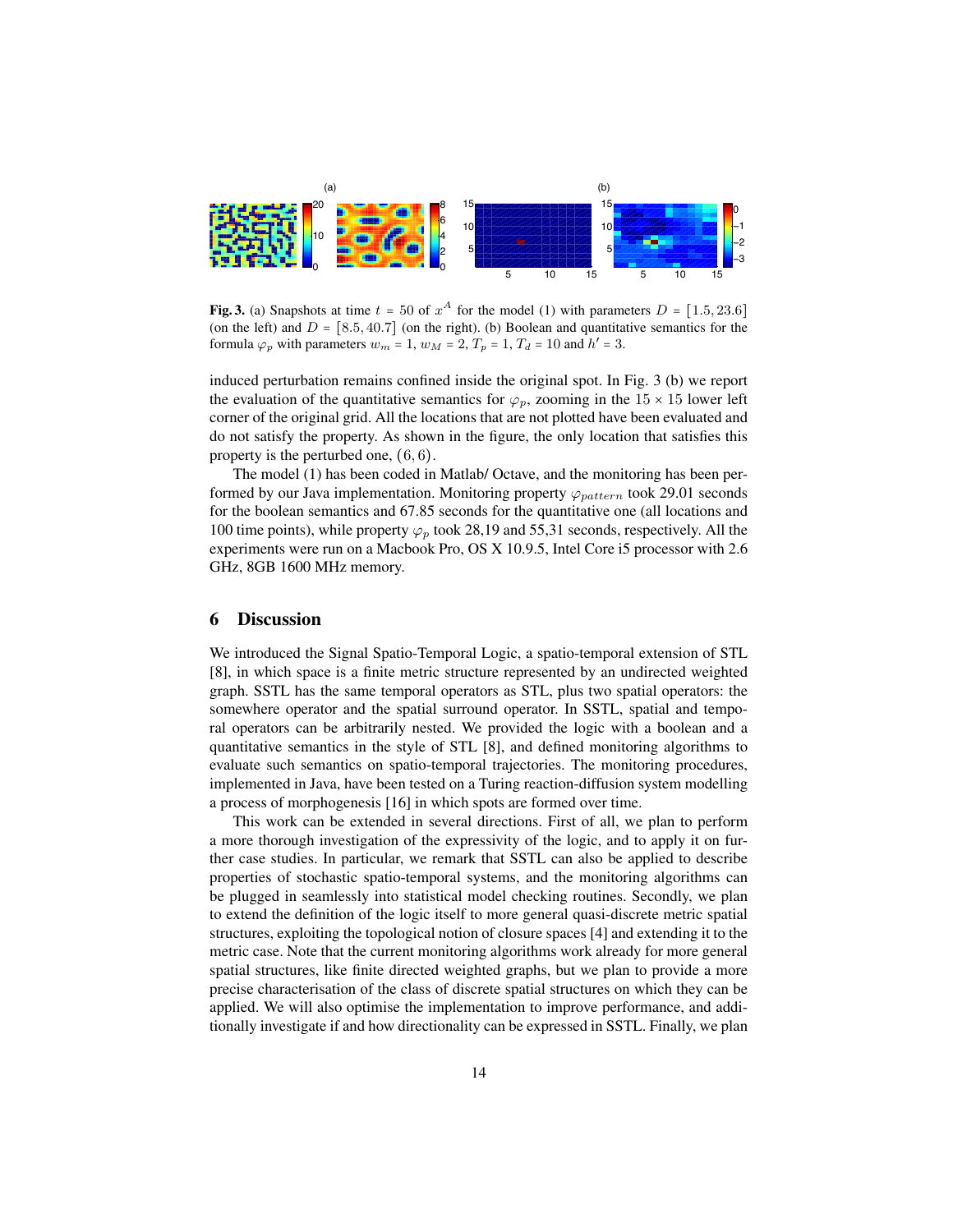**Fig. 3.** (a) Snapshots at time $t = 50$ of $x^A$ for the model (1) with parameters $D = [1.5, 23.6]$ (on the left) and $D = [8.5, 40.7]$ (on the right). (b) Boolean and quantitative semantics for the formula $\varphi_p$ with parameters $w_m = 1$, $w_M = 2$, $T_p = 1$, $T_d = 10$ and $h' = 3$.

induced perturbation remains confined inside the original spot. In Fig. 3 (b) we report the evaluation of the quantitative semantics for $\varphi_p$, zooming in the $15 \times 15$ lower left corner of the original grid. All the locations that are not plotted have been evaluated and do not satisfy the property. As shown in the figure, the only location that satisfies this property is the perturbed one, $(6, 6)$.

The model (1) has been coded in Matlab/ Octave, and the monitoring has been performed by our Java implementation. Monitoring property $\varphi_{pattern}$ took 29.01 seconds for the boolean semantics and 67.85 seconds for the quantitative one (all locations and 100 time points), while property $\varphi_p$ took 28,19 and 55,31 seconds, respectively. All the experiments were run on a Macbook Pro, OS X 10.9.5, Intel Core i5 processor with 2.6 GHz, 8GB 1600 MHz memory.

## 6 Discussion

We introduced the Signal Spatio-Temporal Logic, a spatio-temporal extension of STL [8], in which space is a finite metric structure represented by an undirected weighted graph. SSTL has the same temporal operators as STL, plus two spatial operators: the somewhere operator and the spatial surround operator. In SSTL, spatial and temporal operators can be arbitrarily nested. We provided the logic with a boolean and a quantitative semantics in the style of STL [8], and defined monitoring algorithms to evaluate such semantics on spatio-temporal trajectories. The monitoring procedures, implemented in Java, have been tested on a Turing reaction-diffusion system modelling a process of morphogenesis [16] in which spots are formed over time.

This work can be extended in several directions. First of all, we plan to perform a more thorough investigation of the expressivity of the logic, and to apply it on further case studies. In particular, we remark that SSTL can also be applied to describe properties of stochastic spatio-temporal systems, and the monitoring algorithms can be plugged in seamlessly into statistical model checking routines. Secondly, we plan to extend the definition of the logic itself to more general quasi-discrete metric spatial structures, exploiting the topological notion of closure spaces [4] and extending it to the metric case. Note that the current monitoring algorithms work already for more general spatial structures, like finite directed weighted graphs, but we plan to provide a more precise characterisation of the class of discrete spatial structures on which they can be applied. We will also optimise the implementation to improve performance, and additionally investigate if and how directionality can be expressed in SSTL. Finally, we plan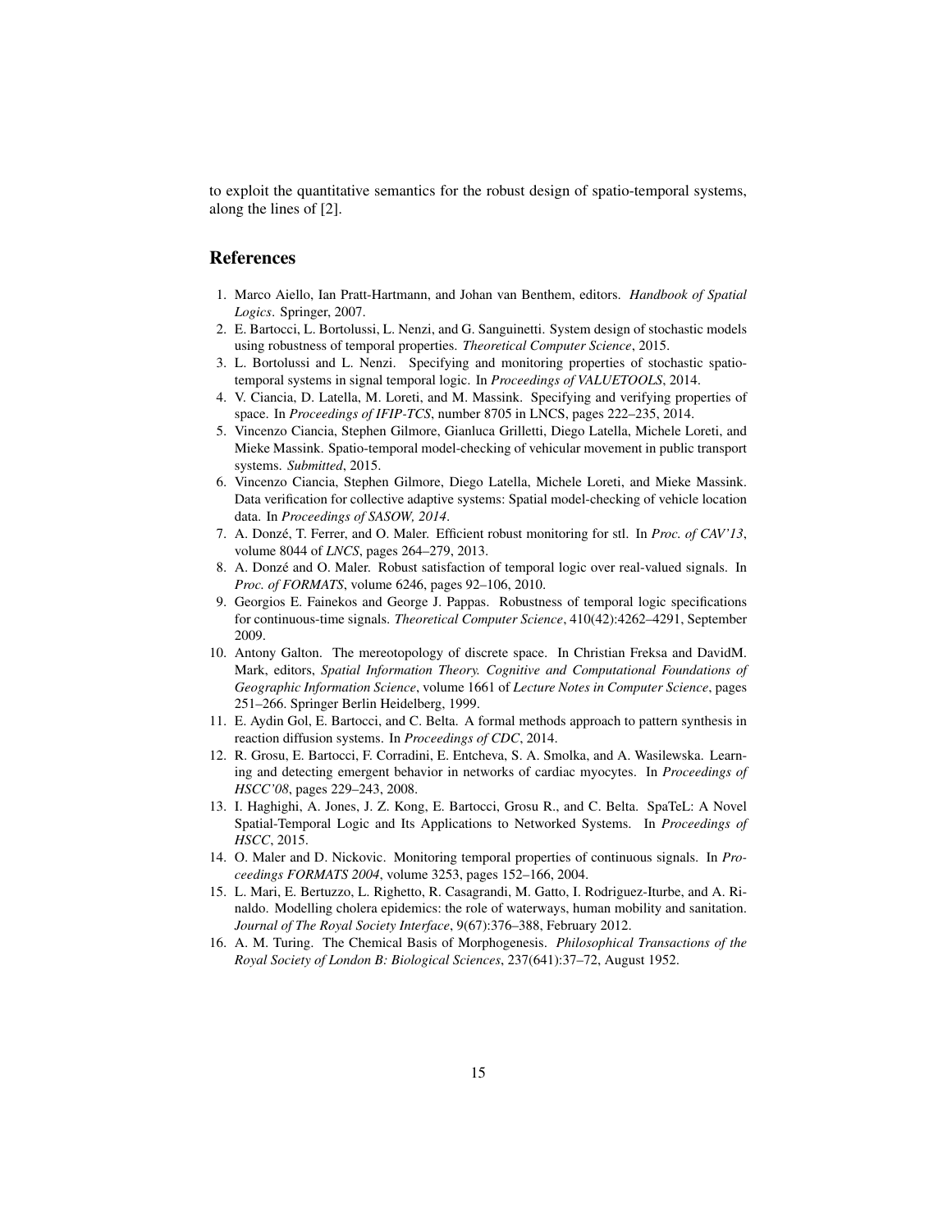to exploit the quantitative semantics for the robust design of spatio-temporal systems, along the lines of [2].

## References

1. Marco Aiello, Ian Pratt-Hartmann, and Johan van Benthem, editors. *Handbook of Spatial Logics*. Springer, 2007.
2. E. Bartocci, L. Bortolussi, L. Nenzi, and G. Sanguinetti. System design of stochastic models using robustness of temporal properties. *Theoretical Computer Science*, 2015.
3. L. Bortolussi and L. Nenzi. Specifying and monitoring properties of stochastic spatio-temporal systems in signal temporal logic. In *Proceedings of VALUETOOLS*, 2014.
4. V. Ciancia, D. Latella, M. Loreti, and M. Massink. Specifying and verifying properties of space. In *Proceedings of IFIP-TCS*, number 8705 in LNCS, pages 222–235, 2014.
5. Vincenzo Ciancia, Stephen Gilmore, Gianluca Grilletti, Diego Latella, Michele Loreti, and Mieke Massink. Spatio-temporal model-checking of vehicular movement in public transport systems. *Submitted*, 2015.
6. Vincenzo Ciancia, Stephen Gilmore, Diego Latella, Michele Loreti, and Mieke Massink. Data verification for collective adaptive systems: Spatial model-checking of vehicle location data. In *Proceedings of SASOW, 2014*.
7. A. Donzé, T. Ferrer, and O. Maler. Efficient robust monitoring for stl. In *Proc. of CAV'13*, volume 8044 of *LNCS*, pages 264–279, 2013.
8. A. Donzé and O. Maler. Robust satisfaction of temporal logic over real-valued signals. In *Proc. of FORMATS*, volume 6246, pages 92–106, 2010.
9. Georgios E. Fainekos and George J. Pappas. Robustness of temporal logic specifications for continuous-time signals. *Theoretical Computer Science*, 410(42):4262–4291, September 2009.
10. Antony Galton. The mereotopology of discrete space. In Christian Freksa and DavidM. Mark, editors, *Spatial Information Theory. Cognitive and Computational Foundations of Geographic Information Science*, volume 1661 of *Lecture Notes in Computer Science*, pages 251–266. Springer Berlin Heidelberg, 1999.
11. E. Aydin Gol, E. Bartocci, and C. Belta. A formal methods approach to pattern synthesis in reaction diffusion systems. In *Proceedings of CDC*, 2014.
12. R. Grosu, E. Bartocci, F. Corradini, E. Entcheva, S. A. Smolka, and A. Wasilewska. Learning and detecting emergent behavior in networks of cardiac myocytes. In *Proceedings of HSCC'08*, pages 229–243, 2008.
13. I. Haghighi, A. Jones, J. Z. Kong, E. Bartocci, Grosu R., and C. Belta. SpaTeL: A Novel Spatial-Temporal Logic and Its Applications to Networked Systems. In *Proceedings of HSCC*, 2015.
14. O. Maler and D. Nickovic. Monitoring temporal properties of continuous signals. In *Proceedings FORMATS 2004*, volume 3253, pages 152–166, 2004.
15. L. Mari, E. Bertuzzo, L. Righetto, R. Casagrandi, M. Gatto, I. Rodriguez-Iturbe, and A. Rinaldo. Modelling cholera epidemics: the role of waterways, human mobility and sanitation. *Journal of The Royal Society Interface*, 9(67):376–388, February 2012.
16. A. M. Turing. The Chemical Basis of Morphogenesis. *Philosophical Transactions of the Royal Society of London B: Biological Sciences*, 237(641):37–72, August 1952.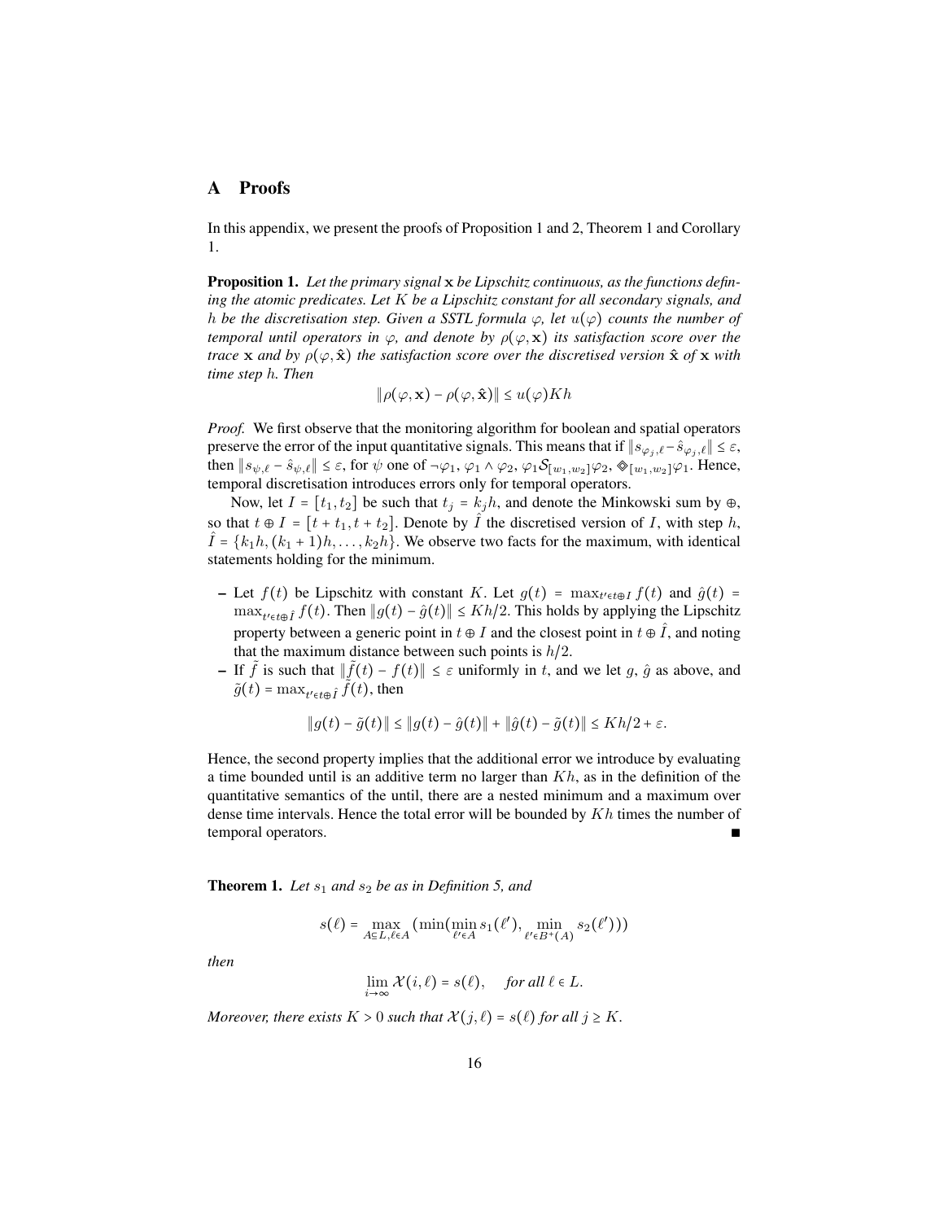## A Proofs

In this appendix, we present the proofs of Proposition 1 and 2, Theorem 1 and Corollary 1.

**Proposition 1.** *Let the primary signal* $\mathbf{x}$ *be Lipschitz continuous, as the functions defining the atomic predicates. Let* $K$ *be a Lipschitz constant for all secondary signals, and* $h$ *be the discretisation step. Given a SSTL formula* $\varphi$*, let* $u(\varphi)$ *counts the number of temporal until operators in* $\varphi$*, and denote by* $\rho(\varphi, \mathbf{x})$ *its satisfaction score over the trace* $\mathbf{x}$ *and by* $\rho(\varphi, \hat{\mathbf{x}})$ *the satisfaction score over the discretised version* $\hat{\mathbf{x}}$ *of* $\mathbf{x}$ *with time step* $h$*. Then*

$$\|\rho(\varphi, \mathbf{x}) - \rho(\varphi, \hat{\mathbf{x}})\| \leq u(\varphi) K h$$

*Proof.* We first observe that the monitoring algorithm for boolean and spatial operators preserve the error of the input quantitative signals. This means that if $\|s_{\varphi_j,\ell} - \hat{s}_{\varphi_j,\ell}\| \leq \varepsilon$, then $\|s_{\psi,\ell} - \hat{s}_{\psi,\ell}\| \leq \varepsilon$, for $\psi$ one of $\neg\varphi_1$, $\varphi_1 \wedge \varphi_2$, $\varphi_1 \mathcal{S}_{[w_1,w_2]} \varphi_2$, $\diamondsuit_{[w_1,w_2]} \varphi_1$. Hence, temporal discretisation introduces errors only for temporal operators.

Now, let $I = [t_1, t_2]$ be such that $t_j = k_j h$, and denote the Minkowski sum by $\oplus$, so that $t \oplus I = [t + t_1, t + t_2]$. Denote by $\hat{I}$ the discretised version of $I$, with step $h$, $\hat{I} = \{k_1 h, (k_1 + 1)h, \ldots, k_2 h\}$. We observe two facts for the maximum, with identical statements holding for the minimum.

- Let $f(t)$ be Lipschitz with constant $K$. Let $g(t) = \max_{t' \in t \oplus I} f(t)$ and $\hat{g}(t) = \max_{t' \in t \oplus \hat{I}} f(t)$. Then $\|g(t) - \hat{g}(t)\| \leq Kh/2$. This holds by applying the Lipschitz property between a generic point in $t \oplus I$ and the closest point in $t \oplus \hat{I}$, and noting that the maximum distance between such points is $h/2$.
- If $\tilde{f}$ is such that $\|\tilde{f}(t) - f(t)\| \leq \varepsilon$ uniformly in $t$, and we let $g$, $\hat{g}$ as above, and $\tilde{g}(t) = \max_{t' \in t \oplus \hat{I}} \tilde{f}(t)$, then

$$\|g(t) - \tilde{g}(t)\| \leq \|g(t) - \hat{g}(t)\| + \|\hat{g}(t) - \tilde{g}(t)\| \leq Kh/2 + \varepsilon.$$

Hence, the second property implies that the additional error we introduce by evaluating a time bounded until is an additive term no larger than $Kh$, as in the definition of the quantitative semantics of the until, there are a nested minimum and a maximum over dense time intervals. Hence the total error will be bounded by $Kh$ times the number of temporal operators. ∎

**Theorem 1.** *Let* $s_1$ *and* $s_2$ *be as in Definition 5, and*

$$s(\ell) = \max_{A \subseteq L, \ell \in A} \left(\min(\min_{\ell' \in A} s_1(\ell'), \min_{\ell' \in B^+(A)} s_2(\ell'))\right)$$

*then*

$$\lim_{i \to \infty} \mathcal{X}(i, \ell) = s(\ell), \quad \textit{for all } \ell \in L.$$

*Moreover, there exists* $K > 0$ *such that* $\mathcal{X}(j, \ell) = s(\ell)$ *for all* $j \geq K$.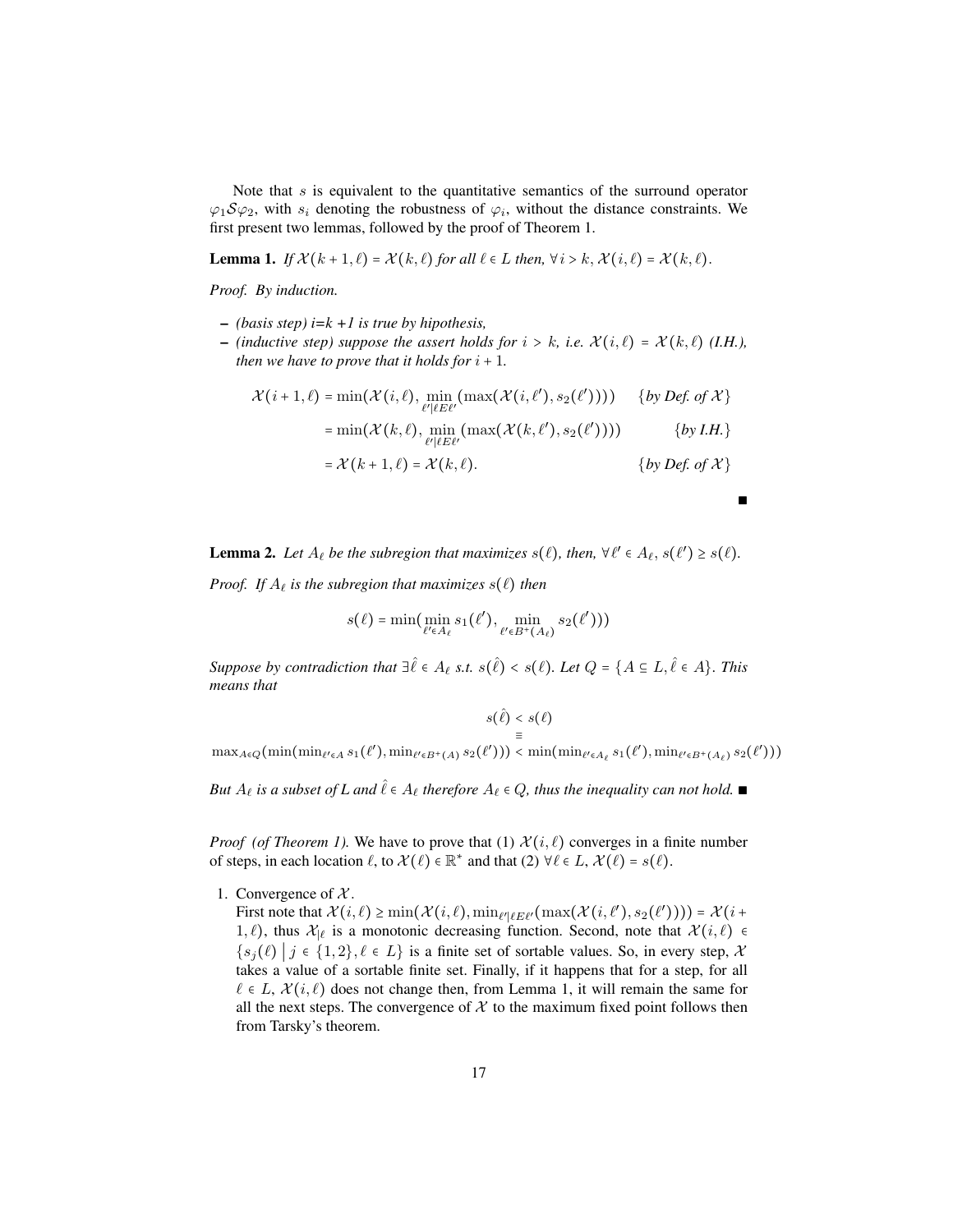Note that $s$ is equivalent to the quantitative semantics of the surround operator $\varphi_1 \mathcal{S} \varphi_2$, with $s_i$ denoting the robustness of $\varphi_i$, without the distance constraints. We first present two lemmas, followed by the proof of Theorem 1.

**Lemma 1.** *If $\mathcal{X}(k+1,\ell) = \mathcal{X}(k,\ell)$ for all $\ell \in L$ then, $\forall\, i > k$, $\mathcal{X}(i,\ell) = \mathcal{X}(k,\ell)$.*

*Proof. By induction.*

- *(basis step) i=k +1 is true by hipothesis,*
- *(inductive step) suppose the assert holds for $i > k$, i.e. $\mathcal{X}(i,\ell) = \mathcal{X}(k,\ell)$ (I.H.), then we have to prove that it holds for $i+1$.*

$$
\begin{aligned}
\mathcal{X}(i+1,\ell) &= \min(\mathcal{X}(i,\ell), \min_{\ell' | \ell E \ell'}(\max(\mathcal{X}(i,\ell'), s_2(\ell')))) && \{\textit{by Def. of } \mathcal{X}\} \\
&= \min(\mathcal{X}(k,\ell), \min_{\ell' | \ell E \ell'}(\max(\mathcal{X}(k,\ell'), s_2(\ell')))) && \{\textit{by I.H.}\} \\
&= \mathcal{X}(k+1,\ell) = \mathcal{X}(k,\ell). && \{\textit{by Def. of } \mathcal{X}\}
\end{aligned}
$$

■

**Lemma 2.** *Let $A_\ell$ be the subregion that maximizes $s(\ell)$, then, $\forall\, \ell' \in A_\ell$, $s(\ell') \geq s(\ell)$.*

*Proof. If $A_\ell$ is the subregion that maximizes $s(\ell)$ then*

$$
s(\ell) = \min(\min_{\ell' \in A_\ell} s_1(\ell'), \min_{\ell' \in B^+(A_\ell)} s_2(\ell')))
$$

*Suppose by contradiction that $\exists \hat{\ell} \in A_\ell$ s.t. $s(\hat{\ell}) < s(\ell)$. Let $Q = \{A \subseteq L, \hat{\ell} \in A\}$. This means that*

$$
s(\hat{\ell}) < s(\ell)
$$
$$
\equiv
$$
$$
\max_{A \in Q}(\min(\min_{\ell' \in A} s_1(\ell'), \min_{\ell' \in B^+(A)} s_2(\ell'))) < \min(\min_{\ell' \in A_\ell} s_1(\ell'), \min_{\ell' \in B^+(A_\ell)} s_2(\ell')))
$$

*But $A_\ell$ is a subset of $L$ and $\hat{\ell} \in A_\ell$ therefore $A_\ell \in Q$, thus the inequality can not hold.* ■

*Proof (of Theorem 1).* We have to prove that (1) $\mathcal{X}(i,\ell)$ converges in a finite number of steps, in each location $\ell$, to $\mathcal{X}(\ell) \in \mathbb{R}^*$ and that (2) $\forall \ell \in L$, $\mathcal{X}(\ell) = s(\ell)$.

1. Convergence of $\mathcal{X}$.
   First note that $\mathcal{X}(i,\ell) \geq \min(\mathcal{X}(i,\ell), \min_{\ell' | \ell E \ell'}(\max(\mathcal{X}(i,\ell'), s_2(\ell')))) = \mathcal{X}(i+1,\ell)$, thus $\mathcal{X}_{|\ell}$ is a monotonic decreasing function. Second, note that $\mathcal{X}(i,\ell) \in \{s_j(\ell) \mid j \in \{1,2\}, \ell \in L\}$ is a finite set of sortable values. So, in every step, $\mathcal{X}$ takes a value of a sortable finite set. Finally, if it happens that for a step, for all $\ell \in L$, $\mathcal{X}(i,\ell)$ does not change then, from Lemma 1, it will remain the same for all the next steps. The convergence of $\mathcal{X}$ to the maximum fixed point follows then from Tarsky's theorem.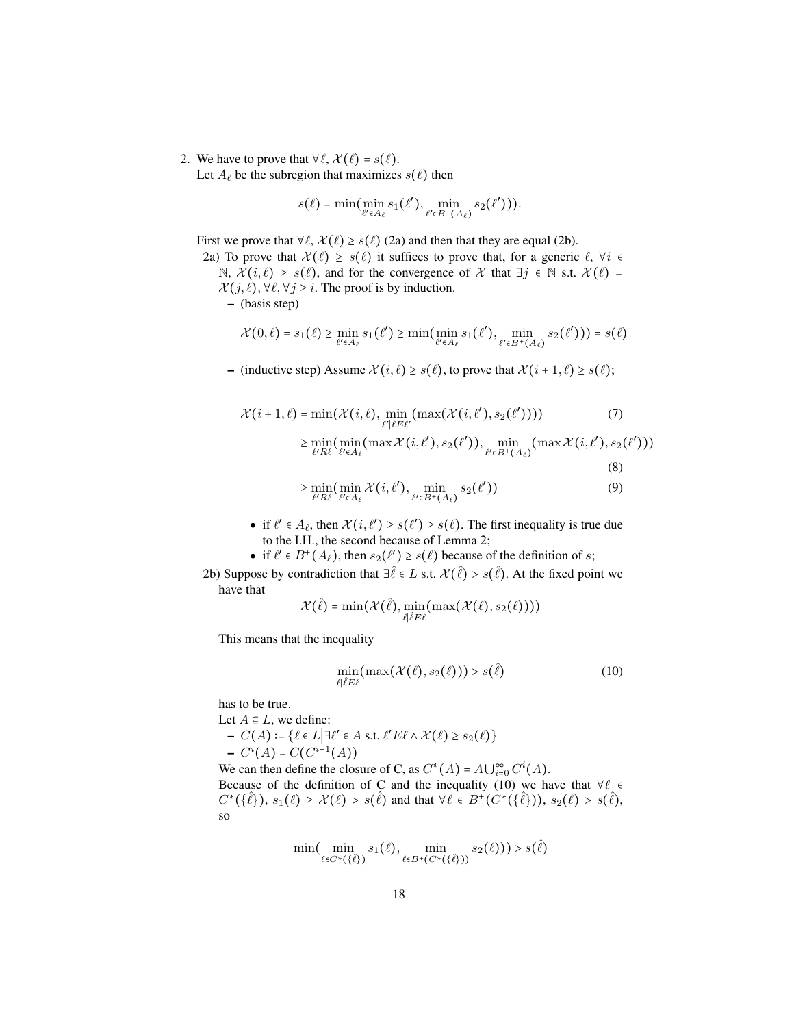2. We have to prove that $\forall \ell, \mathcal{X}(\ell) = s(\ell)$.
   Let $A_\ell$ be the subregion that maximizes $s(\ell)$ then

$$s(\ell) = \min(\min_{\ell' \in A_\ell} s_1(\ell'), \min_{\ell' \in B^+(A_\ell)} s_2(\ell'))).$$

First we prove that $\forall \ell, \mathcal{X}(\ell) \geq s(\ell)$ (2a) and then that they are equal (2b).

2a) To prove that $\mathcal{X}(\ell) \geq s(\ell)$ it suffices to prove that, for a generic $\ell$, $\forall i \in \mathbb{N}$, $\mathcal{X}(i, \ell) \geq s(\ell)$, and for the convergence of $\mathcal{X}$ that $\exists j \in \mathbb{N}$ s.t. $\mathcal{X}(\ell) = \mathcal{X}(j, \ell), \forall \ell, \forall j \geq i$. The proof is by induction.

   - (basis step)

$$\mathcal{X}(0, \ell) = s_1(\ell) \geq \min_{\ell' \in A_\ell} s_1(\ell') \geq \min(\min_{\ell' \in A_\ell} s_1(\ell'), \min_{\ell' \in B^+(A_\ell)} s_2(\ell'))) = s(\ell)$$

   - (inductive step) Assume $\mathcal{X}(i, \ell) \geq s(\ell)$, to prove that $\mathcal{X}(i+1, \ell) \geq s(\ell)$;

$$\mathcal{X}(i+1, \ell) = \min(\mathcal{X}(i, \ell), \min_{\ell' | \ell E \ell'} (\max(\mathcal{X}(i, \ell'), s_2(\ell')))) \tag{7}$$

$$\geq \min_{\ell' R \ell}(\min_{\ell' \in A_\ell}(\max \mathcal{X}(i, \ell'), s_2(\ell')), \min_{\ell' \in B^+(A_\ell)}(\max \mathcal{X}(i, \ell'), s_2(\ell'))) \tag{8}$$

$$\geq \min_{\ell' R \ell}(\min_{\ell' \in A_\ell} \mathcal{X}(i, \ell'), \min_{\ell' \in B^+(A_\ell)} s_2(\ell')) \tag{9}$$

     - if $\ell' \in A_\ell$, then $\mathcal{X}(i, \ell') \geq s(\ell') \geq s(\ell)$. The first inequality is true due to the I.H., the second because of Lemma 2;
     - if $\ell' \in B^+(A_\ell)$, then $s_2(\ell') \geq s(\ell)$ because of the definition of $s$;

2b) Suppose by contradiction that $\exists \hat{\ell} \in L$ s.t. $\mathcal{X}(\hat{\ell}) > s(\hat{\ell})$. At the fixed point we have that

$$\mathcal{X}(\hat{\ell}) = \min(\mathcal{X}(\hat{\ell}), \min_{\ell | \hat{\ell} E \ell}(\max(\mathcal{X}(\ell), s_2(\ell))))$$

This means that the inequality

$$\min_{\ell | \hat{\ell} E \ell}(\max(\mathcal{X}(\ell), s_2(\ell))) > s(\hat{\ell}) \tag{10}$$

has to be true.

Let $A \subseteq L$, we define:

   - $C(A) := \{\ell \in L \big| \exists \ell' \in A \text{ s.t. } \ell' E \ell \wedge \mathcal{X}(\ell) \geq s_2(\ell)\}$
   - $C^i(A) = C(C^{i-1}(A))$

We can then define the closure of C, as $C^*(A) = A \bigcup_{i=0}^{\infty} C^i(A)$.

Because of the definition of C and the inequality (10) we have that $\forall \ell \in C^*(\{\hat{\ell}\})$, $s_1(\ell) \geq \mathcal{X}(\ell) > s(\hat{\ell})$ and that $\forall \ell \in B^+(C^*(\{\hat{\ell}\}))$, $s_2(\ell) > s(\hat{\ell})$, so

$$\min(\min_{\ell \in C^*(\{\hat{\ell}\})} s_1(\ell), \min_{\ell \in B^+(C^*(\{\hat{\ell}\}))} s_2(\ell))) > s(\hat{\ell})$$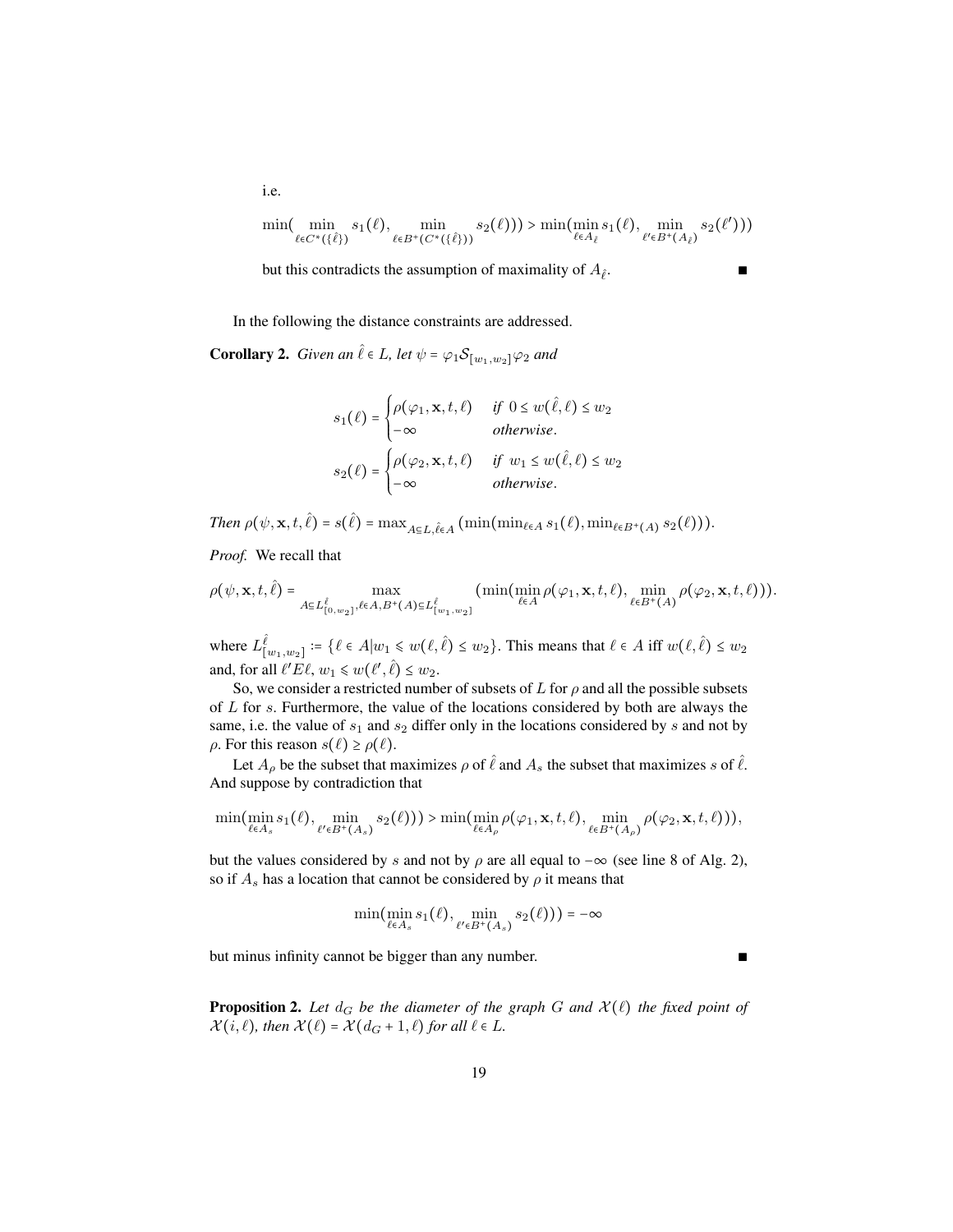i.e.

$$\min(\min_{\ell \in C^*(\{\hat{\ell}\})} s_1(\ell), \min_{\ell \in B^+(C^*(\{\hat{\ell}\}))} s_2(\ell))) > \min(\min_{\ell \in A_{\hat{\ell}}} s_1(\ell), \min_{\ell' \in B^+(A_{\hat{\ell}})} s_2(\ell')))$$

but this contradicts the assumption of maximality of $A_{\hat{\ell}}$. ∎

In the following the distance constraints are addressed.

**Corollary 2.** *Given an $\hat{\ell} \in L$, let $\psi = \varphi_1 \mathcal{S}_{[w_1,w_2]} \varphi_2$ and*

$$s_1(\ell) = \begin{cases} \rho(\varphi_1, \mathbf{x}, t, \ell) & \text{if } 0 \leq w(\hat{\ell}, \ell) \leq w_2 \\ -\infty & \text{otherwise}. \end{cases}$$

$$s_2(\ell) = \begin{cases} \rho(\varphi_2, \mathbf{x}, t, \ell) & \text{if } w_1 \leq w(\hat{\ell}, \ell) \leq w_2 \\ -\infty & \text{otherwise}. \end{cases}$$

*Then* $\rho(\psi, \mathbf{x}, t, \hat{\ell}) = s(\hat{\ell}) = \max_{A \subseteq L, \hat{\ell} \in A} (\min(\min_{\ell \in A} s_1(\ell), \min_{\ell \in B^+(A)} s_2(\ell)))$.

*Proof.* We recall that

$$\rho(\psi, \mathbf{x}, t, \hat{\ell}) = \max_{A \subseteq L^{\hat{\ell}}_{[0,w_2]}, \ell \in A, B^+(A) \subseteq L^{\hat{\ell}}_{[w_1,w_2]}} (\min(\min_{\ell \in A} \rho(\varphi_1, \mathbf{x}, t, \ell), \min_{\ell \in B^+(A)} \rho(\varphi_2, \mathbf{x}, t, \ell))).$$

where $L^{\hat{\ell}}_{[w_1,w_2]} := \{\ell \in A | w_1 \leqslant w(\ell, \hat{\ell}) \leq w_2\}$. This means that $\ell \in A$ iff $w(\ell, \hat{\ell}) \leq w_2$ and, for all $\ell' E \ell$, $w_1 \leqslant w(\ell', \hat{\ell}) \leq w_2$.

So, we consider a restricted number of subsets of $L$ for $\rho$ and all the possible subsets of $L$ for $s$. Furthermore, the value of the locations considered by both are always the same, i.e. the value of $s_1$ and $s_2$ differ only in the locations considered by $s$ and not by $\rho$. For this reason $s(\ell) \geq \rho(\ell)$.

Let $A_\rho$ be the subset that maximizes $\rho$ of $\hat{\ell}$ and $A_s$ the subset that maximizes $s$ of $\hat{\ell}$. And suppose by contradiction that

$$\min(\min_{\ell \in A_s} s_1(\ell), \min_{\ell' \in B^+(A_s)} s_2(\ell))) > \min(\min_{\ell \in A_\rho} \rho(\varphi_1, \mathbf{x}, t, \ell), \min_{\ell \in B^+(A_\rho)} \rho(\varphi_2, \mathbf{x}, t, \ell))),$$

but the values considered by $s$ and not by $\rho$ are all equal to $-\infty$ (see line 8 of Alg. 2), so if $A_s$ has a location that cannot be considered by $\rho$ it means that

$$\min(\min_{\ell \in A_s} s_1(\ell), \min_{\ell' \in B^+(A_s)} s_2(\ell))) = -\infty$$

but minus infinity cannot be bigger than any number. ∎

**Proposition 2.** *Let $d_G$ be the diameter of the graph $G$ and $\mathcal{X}(\ell)$ the fixed point of $\mathcal{X}(i, \ell)$, then $\mathcal{X}(\ell) = \mathcal{X}(d_G + 1, \ell)$ for all $\ell \in L$.*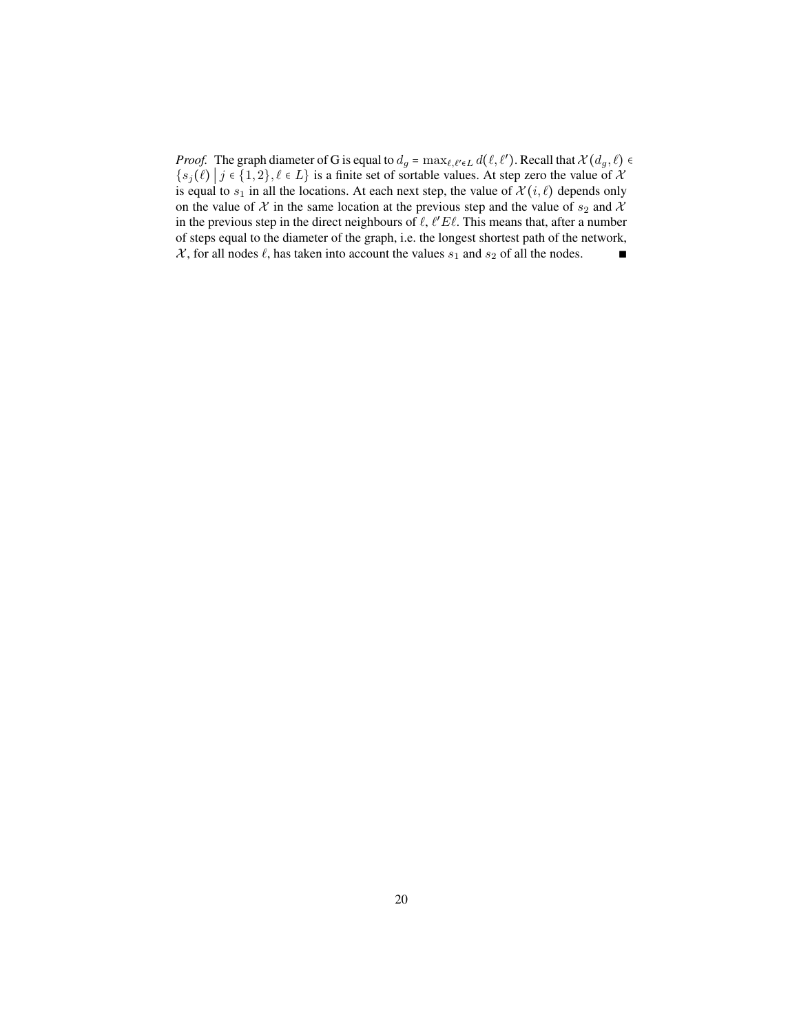*Proof.* The graph diameter of G is equal to $d_g = \max_{\ell,\ell' \in L} d(\ell, \ell')$. Recall that $\mathcal{X}(d_g, \ell) \in \{s_j(\ell) \mid j \in \{1,2\}, \ell \in L\}$ is a finite set of sortable values. At step zero the value of $\mathcal{X}$ is equal to $s_1$ in all the locations. At each next step, the value of $\mathcal{X}(i, \ell)$ depends only on the value of $\mathcal{X}$ in the same location at the previous step and the value of $s_2$ and $\mathcal{X}$ in the previous step in the direct neighbours of $\ell$, $\ell' E \ell$. This means that, after a number of steps equal to the diameter of the graph, i.e. the longest shortest path of the network, $\mathcal{X}$, for all nodes $\ell$, has taken into account the values $s_1$ and $s_2$ of all the nodes. ∎